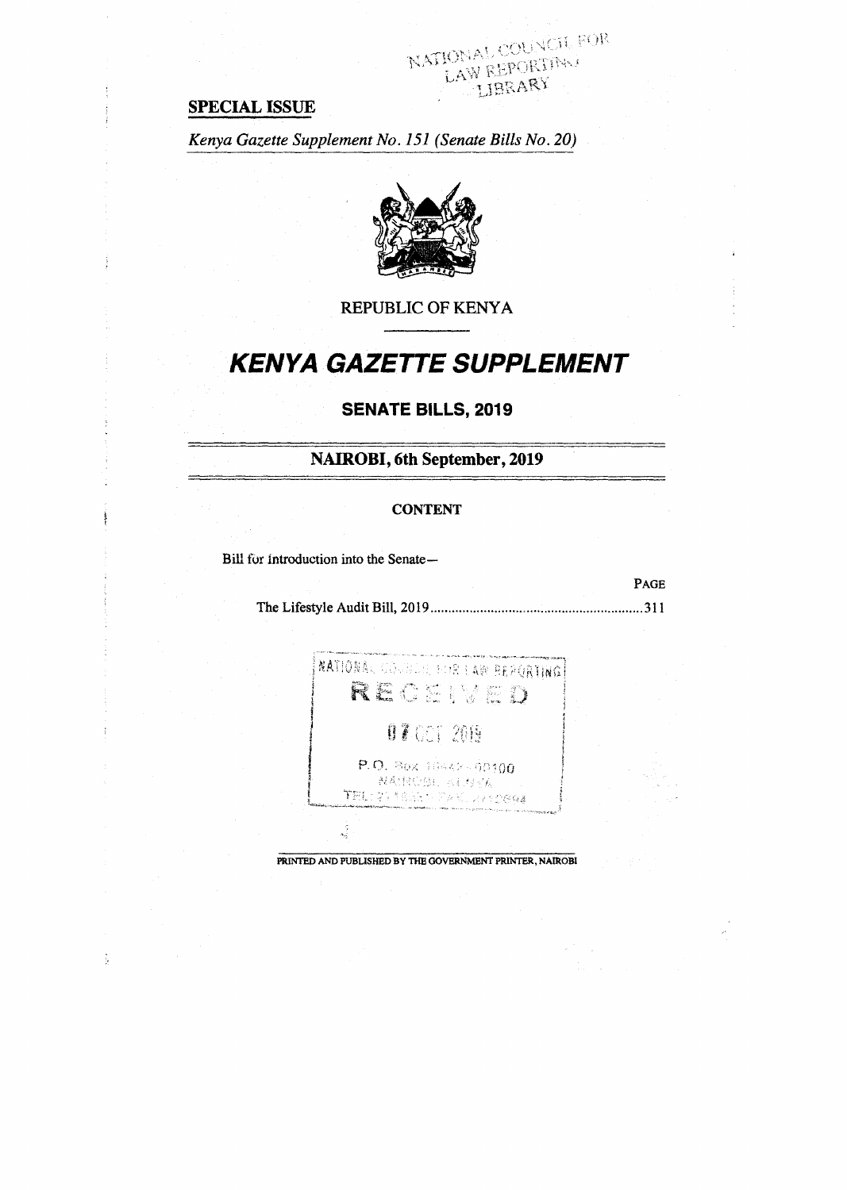**SPECIAL ISSUE**

*Kenya Gazette Supplement No. 151 (Senate Bills No. 20)*

REPUBLIC OF KENYA

# *KENYA GAZETTE SUPPLEMENT*

## SENATE BILLS, 2019

### NAIROBI, 6th September, 2019

**CONTENT**

Bill for Introduction into the Senate—

| | PAGE |
|---|---|
| The Lifestyle Audit Bill, 2019 | 311 |

PRINTED AND PUBLISHED BY THE GOVERNMENT PRINTER, NAIROBI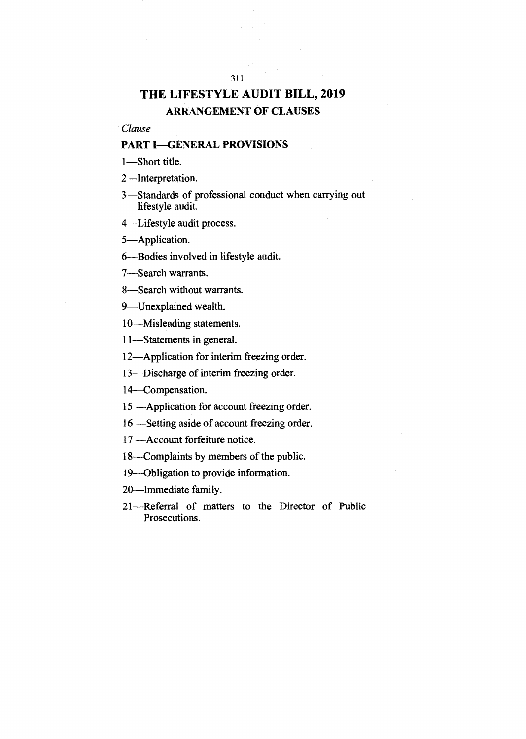# THE LIFESTYLE AUDIT BILL, 2019

## ARRANGEMENT OF CLAUSES

*Clause*

**PART I—GENERAL PROVISIONS**

1—Short title.

2—Interpretation.

3—Standards of professional conduct when carrying out lifestyle audit.

4—Lifestyle audit process.

5—Application.

6—Bodies involved in lifestyle audit.

7—Search warrants.

8—Search without warrants.

9—Unexplained wealth.

10—Misleading statements.

11—Statements in general.

12—Application for interim freezing order.

13—Discharge of interim freezing order.

14—Compensation.

15 —Application for account freezing order.

16 —Setting aside of account freezing order.

17 —Account forfeiture notice.

18—Complaints by members of the public.

19—Obligation to provide information.

20—Immediate family.

21—Referral of matters to the Director of Public Prosecutions.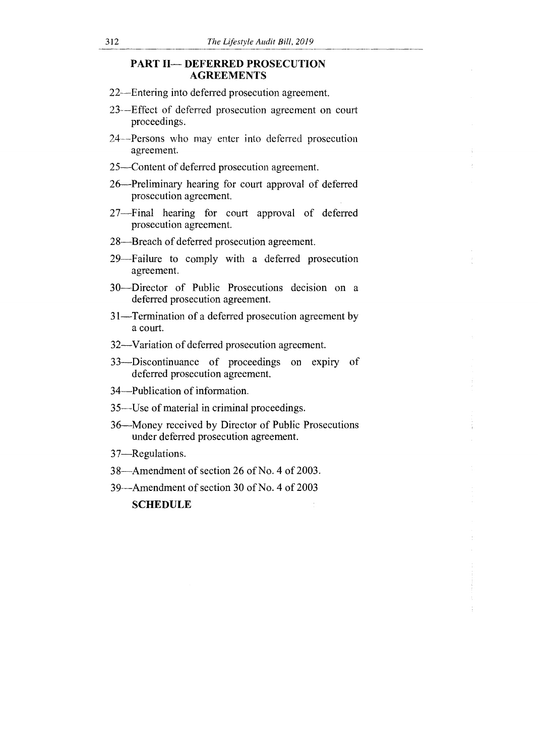## PART II— DEFERRED PROSECUTION AGREEMENTS

22—Entering into deferred prosecution agreement.

23—Effect of deferred prosecution agreement on court proceedings.

24—Persons who may enter into deferred prosecution agreement.

25—Content of deferred prosecution agreement.

26—Preliminary hearing for court approval of deferred prosecution agreement.

27—Final hearing for court approval of deferred prosecution agreement.

28—Breach of deferred prosecution agreement.

29—Failure to comply with a deferred prosecution agreement.

30—Director of Public Prosecutions decision on a deferred prosecution agreement.

31—Termination of a deferred prosecution agreement by a court.

32—Variation of deferred prosecution agreement.

33—Discontinuance of proceedings on expiry of deferred prosecution agreement.

34—Publication of information.

35—Use of material in criminal proceedings.

36—Money received by Director of Public Prosecutions under deferred prosecution agreement.

37—Regulations.

38—Amendment of section 26 of No. 4 of 2003.

39—Amendment of section 30 of No. 4 of 2003

**SCHEDULE**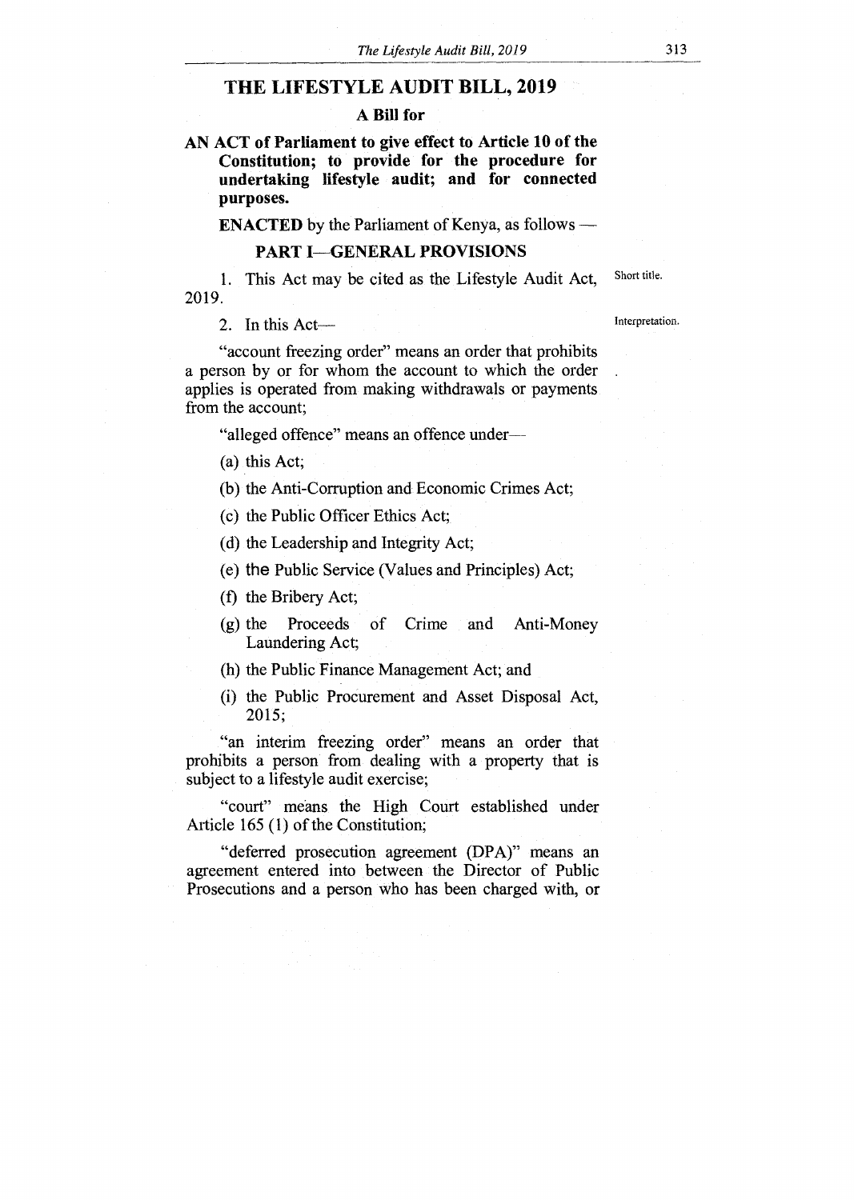# THE LIFESTYLE AUDIT BILL, 2019

## A Bill for

**AN ACT of Parliament to give effect to Article 10 of the Constitution; to provide for the procedure for undertaking lifestyle audit; and for connected purposes.**

**ENACTED** by the Parliament of Kenya, as follows —

## PART I—GENERAL PROVISIONS

Short title.

1. This Act may be cited as the Lifestyle Audit Act, 2019.

Interpretation.

2. In this Act—

"account freezing order" means an order that prohibits a person by or for whom the account to which the order applies is operated from making withdrawals or payments from the account;

"alleged offence" means an offence under—

(a) this Act;

(b) the Anti-Corruption and Economic Crimes Act;

(c) the Public Officer Ethics Act;

(d) the Leadership and Integrity Act;

(e) the Public Service (Values and Principles) Act;

(f) the Bribery Act;

(g) the Proceeds of Crime and Anti-Money Laundering Act;

(h) the Public Finance Management Act; and

(i) the Public Procurement and Asset Disposal Act, 2015;

"an interim freezing order" means an order that prohibits a person from dealing with a property that is subject to a lifestyle audit exercise;

"court" means the High Court established under Article 165 (1) of the Constitution;

"deferred prosecution agreement (DPA)" means an agreement entered into between the Director of Public Prosecutions and a person who has been charged with, or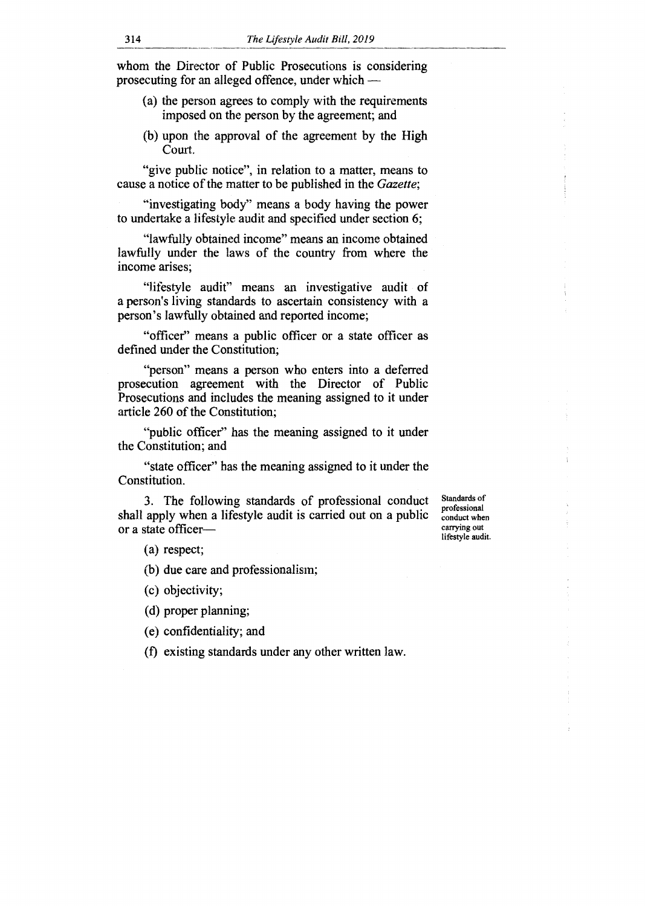whom the Director of Public Prosecutions is considering prosecuting for an alleged offence, under which —

(a) the person agrees to comply with the requirements imposed on the person by the agreement; and

(b) upon the approval of the agreement by the High Court.

"give public notice", in relation to a matter, means to cause a notice of the matter to be published in the *Gazette*;

"investigating body" means a body having the power to undertake a lifestyle audit and specified under section 6;

"lawfully obtained income" means an income obtained lawfully under the laws of the country from where the income arises;

"lifestyle audit" means an investigative audit of a person's living standards to ascertain consistency with a person's lawfully obtained and reported income;

"officer" means a public officer or a state officer as defined under the Constitution;

"person" means a person who enters into a deferred prosecution agreement with the Director of Public Prosecutions and includes the meaning assigned to it under article 260 of the Constitution;

"public officer" has the meaning assigned to it under the Constitution; and

"state officer" has the meaning assigned to it under the Constitution.

**Standards of professional conduct when carrying out lifestyle audit.**

3. The following standards of professional conduct shall apply when a lifestyle audit is carried out on a public or a state officer—

(a) respect;

(b) due care and professionalism;

(c) objectivity;

(d) proper planning;

(e) confidentiality; and

(f) existing standards under any other written law.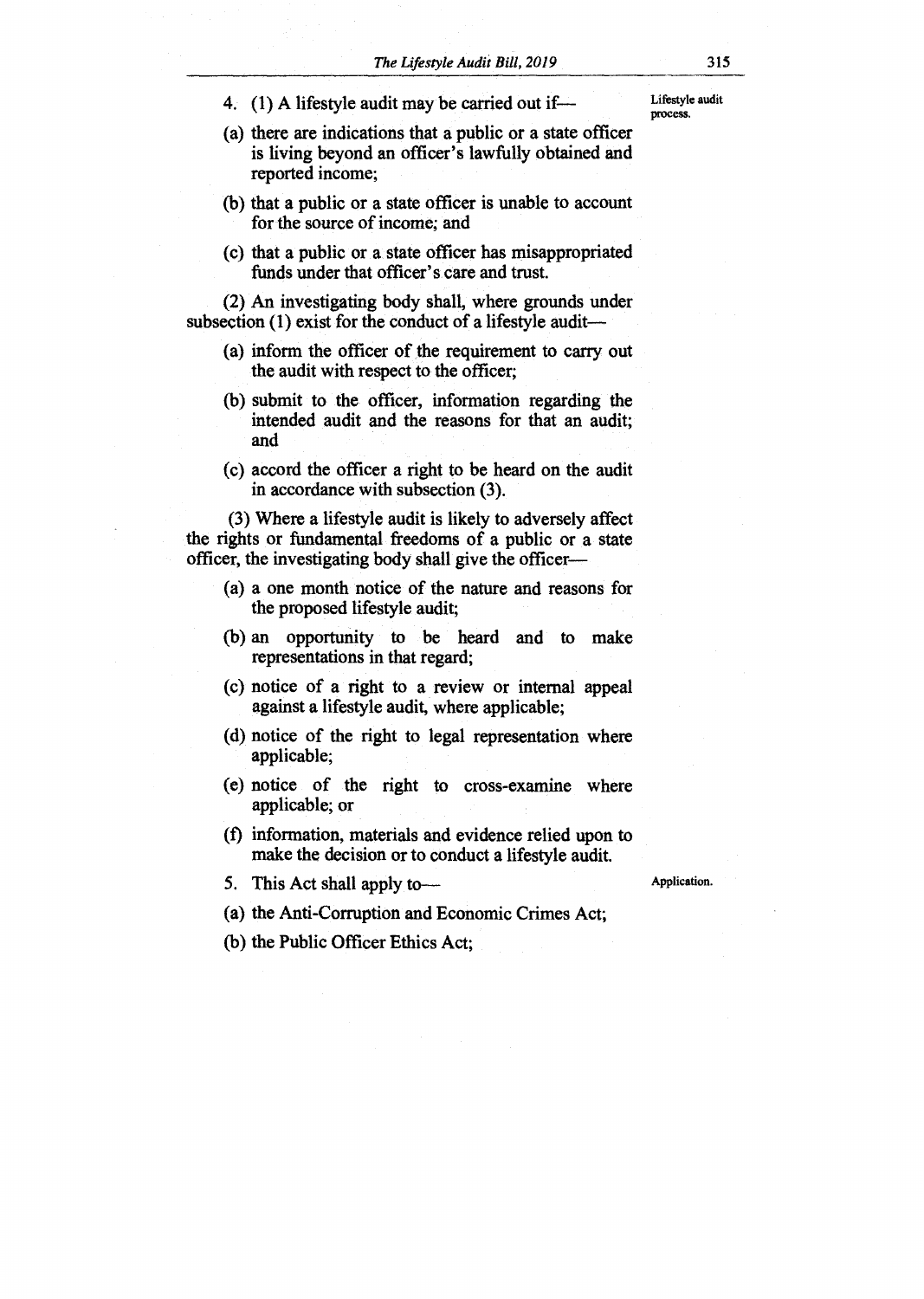4. (1) A lifestyle audit may be carried out if— *Lifestyle audit process.*

(a) there are indications that a public or a state officer is living beyond an officer's lawfully obtained and reported income;

(b) that a public or a state officer is unable to account for the source of income; and

(c) that a public or a state officer has misappropriated funds under that officer's care and trust.

(2) An investigating body shall, where grounds under subsection (1) exist for the conduct of a lifestyle audit—

(a) inform the officer of the requirement to carry out the audit with respect to the officer;

(b) submit to the officer, information regarding the intended audit and the reasons for that an audit; and

(c) accord the officer a right to be heard on the audit in accordance with subsection (3).

(3) Where a lifestyle audit is likely to adversely affect the rights or fundamental freedoms of a public or a state officer, the investigating body shall give the officer—

(a) a one month notice of the nature and reasons for the proposed lifestyle audit;

(b) an opportunity to be heard and to make representations in that regard;

(c) notice of a right to a review or internal appeal against a lifestyle audit, where applicable;

(d) notice of the right to legal representation where applicable;

(e) notice of the right to cross-examine where applicable; or

(f) information, materials and evidence relied upon to make the decision or to conduct a lifestyle audit.

5. This Act shall apply to— *Application.*

(a) the Anti-Corruption and Economic Crimes Act;

(b) the Public Officer Ethics Act;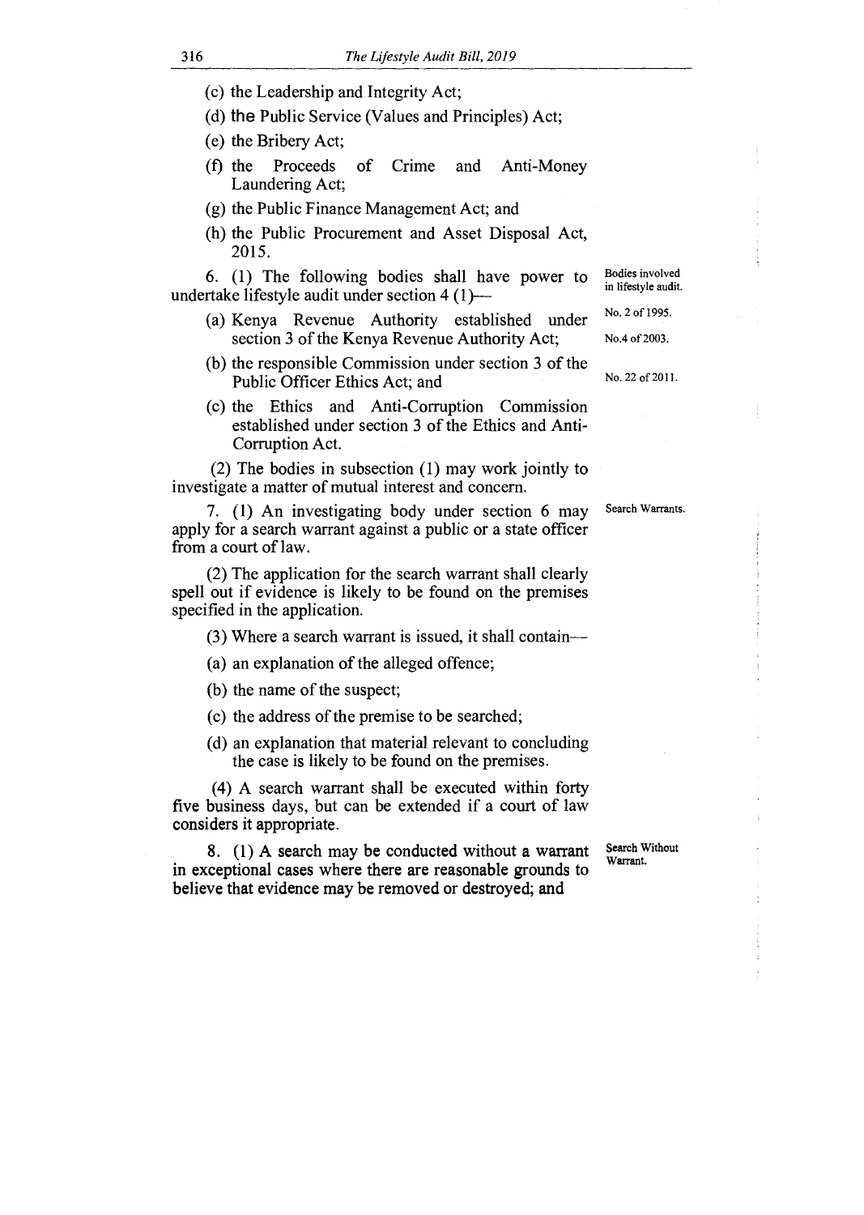(c) the Leadership and Integrity Act;

(d) the Public Service (Values and Principles) Act;

(e) the Bribery Act;

(f) the Proceeds of Crime and Anti-Money Laundering Act;

(g) the Public Finance Management Act; and

(h) the Public Procurement and Asset Disposal Act, 2015.

Bodies involved in lifestyle audit.

6. (1) The following bodies shall have power to undertake lifestyle audit under section 4 (1)—

(a) Kenya Revenue Authority established under section 3 of the Kenya Revenue Authority Act; No. 2 of 1995.

(b) the responsible Commission under section 3 of the Public Officer Ethics Act; and No.4 of 2003.

(c) the Ethics and Anti-Corruption Commission established under section 3 of the Ethics and Anti-Corruption Act. No. 22 of 2011.

(2) The bodies in subsection (1) may work jointly to investigate a matter of mutual interest and concern.

Search Warrants.

7. (1) An investigating body under section 6 may apply for a search warrant against a public or a state officer from a court of law.

(2) The application for the search warrant shall clearly spell out if evidence is likely to be found on the premises specified in the application.

(3) Where a search warrant is issued, it shall contain—

(a) an explanation of the alleged offence;

(b) the name of the suspect;

(c) the address of the premise to be searched;

(d) an explanation that material relevant to concluding the case is likely to be found on the premises.

(4) A search warrant shall be executed within forty five business days, but can be extended if a court of law considers it appropriate.

Search Without Warrant.

8. (1) A search may be conducted without a warrant in exceptional cases where there are reasonable grounds to believe that evidence may be removed or destroyed; and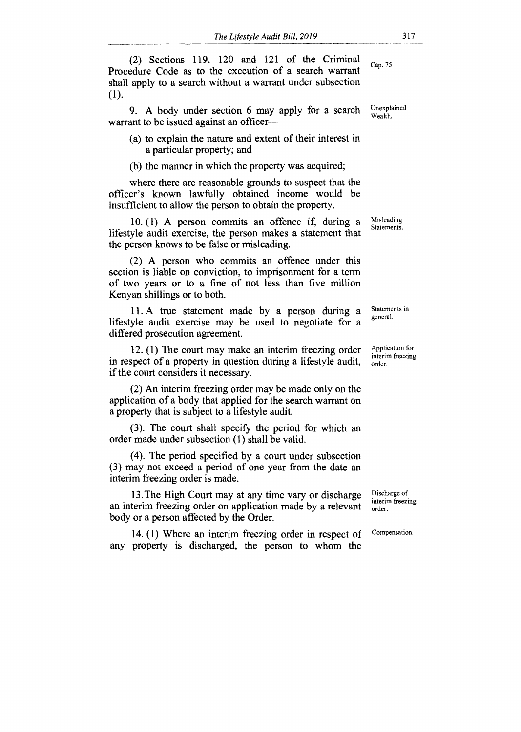(2) Sections 119, 120 and 121 of the Criminal Procedure Code as to the execution of a search warrant shall apply to a search without a warrant under subsection (1).

Cap. 75

Unexplained Wealth.

9. A body under section 6 may apply for a search warrant to be issued against an officer—

(a) to explain the nature and extent of their interest in a particular property; and

(b) the manner in which the property was acquired;

where there are reasonable grounds to suspect that the officer's known lawfully obtained income would be insufficient to allow the person to obtain the property.

Misleading Statements.

10. (1) A person commits an offence if, during a lifestyle audit exercise, the person makes a statement that the person knows to be false or misleading.

(2) A person who commits an offence under this section is liable on conviction, to imprisonment for a term of two years or to a fine of not less than five million Kenyan shillings or to both.

Statements in general.

11. A true statement made by a person during a lifestyle audit exercise may be used to negotiate for a differed prosecution agreement.

Application for interim freezing order.

12. (1) The court may make an interim freezing order in respect of a property in question during a lifestyle audit, if the court considers it necessary.

(2) An interim freezing order may be made only on the application of a body that applied for the search warrant on a property that is subject to a lifestyle audit.

(3). The court shall specify the period for which an order made under subsection (1) shall be valid.

(4). The period specified by a court under subsection (3) may not exceed a period of one year from the date an interim freezing order is made.

Discharge of interim freezing order.

13. The High Court may at any time vary or discharge an interim freezing order on application made by a relevant body or a person affected by the Order.

Compensation.

14. (1) Where an interim freezing order in respect of any property is discharged, the person to whom the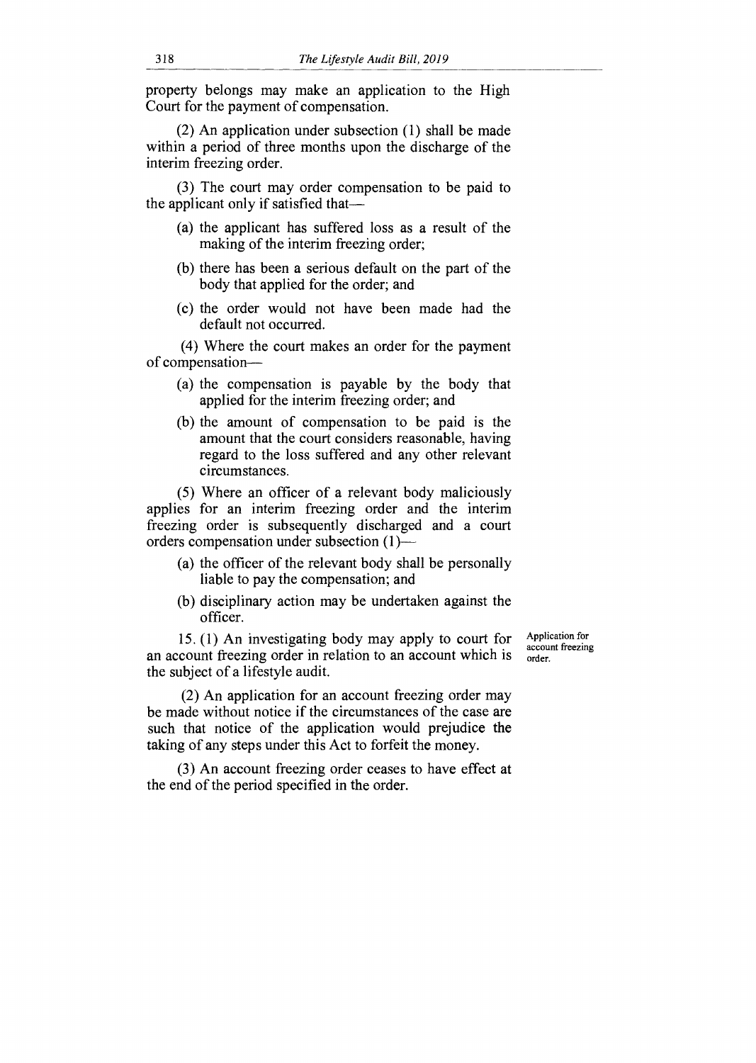property belongs may make an application to the High Court for the payment of compensation.

(2) An application under subsection (1) shall be made within a period of three months upon the discharge of the interim freezing order.

(3) The court may order compensation to be paid to the applicant only if satisfied that—

(a) the applicant has suffered loss as a result of the making of the interim freezing order;

(b) there has been a serious default on the part of the body that applied for the order; and

(c) the order would not have been made had the default not occurred.

(4) Where the court makes an order for the payment of compensation—

(a) the compensation is payable by the body that applied for the interim freezing order; and

(b) the amount of compensation to be paid is the amount that the court considers reasonable, having regard to the loss suffered and any other relevant circumstances.

(5) Where an officer of a relevant body maliciously applies for an interim freezing order and the interim freezing order is subsequently discharged and a court orders compensation under subsection (1)—

(a) the officer of the relevant body shall be personally liable to pay the compensation; and

(b) disciplinary action may be undertaken against the officer.

Application for account freezing order.

15. (1) An investigating body may apply to court for an account freezing order in relation to an account which is the subject of a lifestyle audit.

(2) An application for an account freezing order may be made without notice if the circumstances of the case are such that notice of the application would prejudice the taking of any steps under this Act to forfeit the money.

(3) An account freezing order ceases to have effect at the end of the period specified in the order.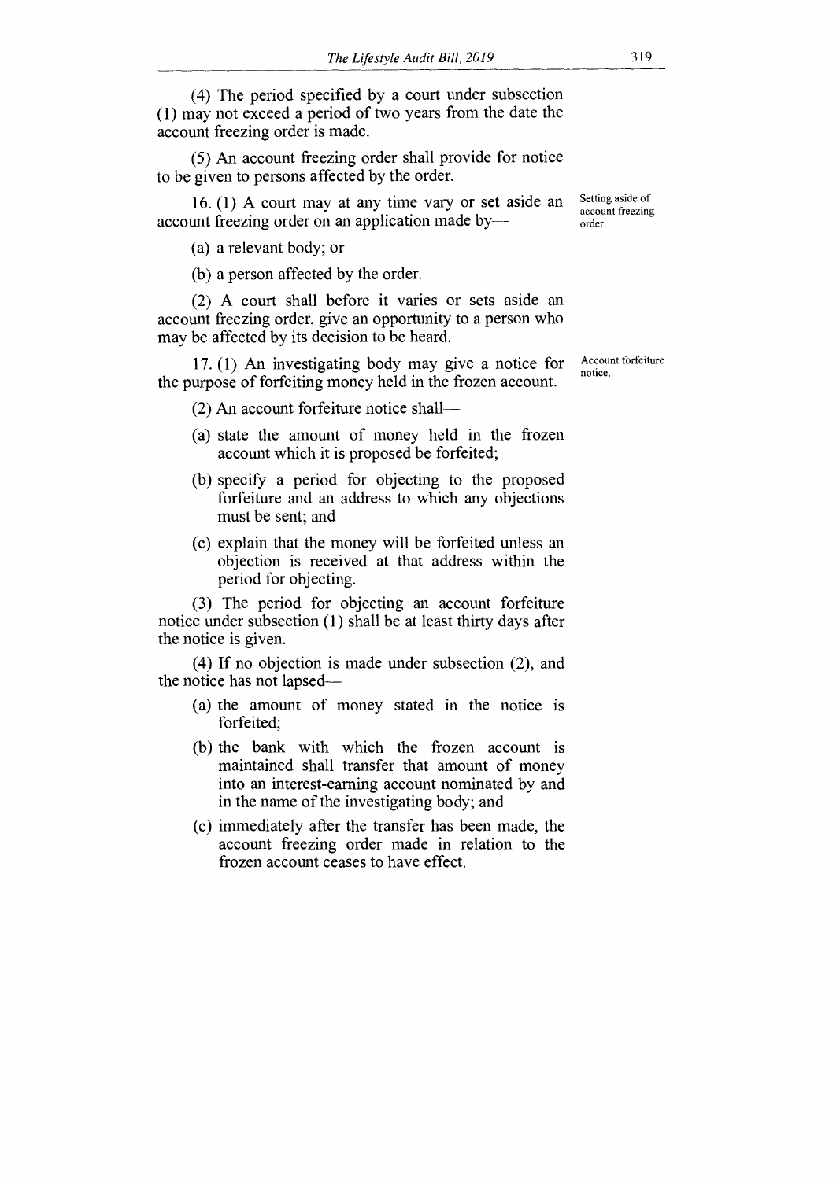(4) The period specified by a court under subsection (1) may not exceed a period of two years from the date the account freezing order is made.

(5) An account freezing order shall provide for notice to be given to persons affected by the order.

Setting aside of account freezing order.

16. (1) A court may at any time vary or set aside an account freezing order on an application made by—

(a) a relevant body; or

(b) a person affected by the order.

(2) A court shall before it varies or sets aside an account freezing order, give an opportunity to a person who may be affected by its decision to be heard.

Account forfeiture notice.

17. (1) An investigating body may give a notice for the purpose of forfeiting money held in the frozen account.

(2) An account forfeiture notice shall—

(a) state the amount of money held in the frozen account which it is proposed be forfeited;

(b) specify a period for objecting to the proposed forfeiture and an address to which any objections must be sent; and

(c) explain that the money will be forfeited unless an objection is received at that address within the period for objecting.

(3) The period for objecting an account forfeiture notice under subsection (1) shall be at least thirty days after the notice is given.

(4) If no objection is made under subsection (2), and the notice has not lapsed—

(a) the amount of money stated in the notice is forfeited;

(b) the bank with which the frozen account is maintained shall transfer that amount of money into an interest-earning account nominated by and in the name of the investigating body; and

(c) immediately after the transfer has been made, the account freezing order made in relation to the frozen account ceases to have effect.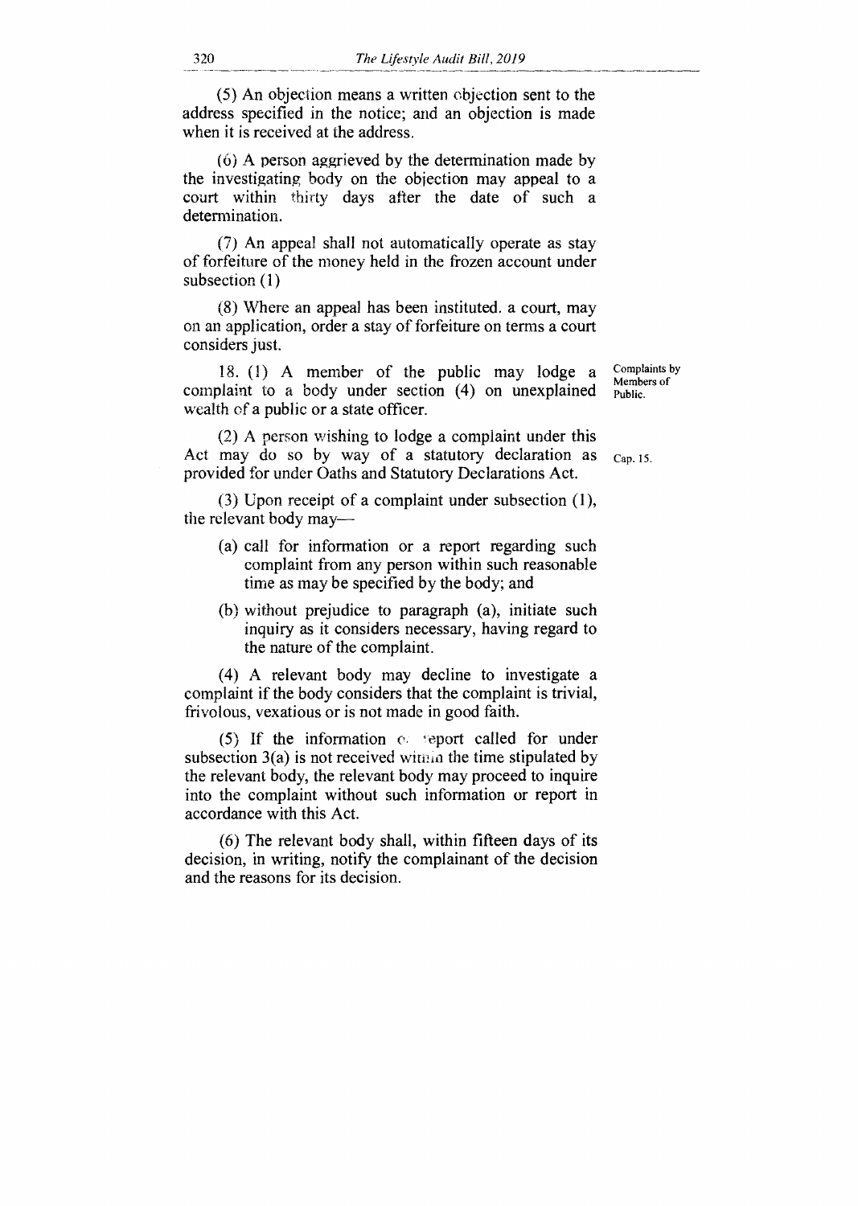(5) An objection means a written objection sent to the address specified in the notice; and an objection is made when it is received at the address.

(6) A person aggrieved by the determination made by the investigating body on the objection may appeal to a court within thirty days after the date of such a determination.

(7) An appeal shall not automatically operate as stay of forfeiture of the money held in the frozen account under subsection (1)

(8) Where an appeal has been instituted. a court, may on an application, order a stay of forfeiture on terms a court considers just.

Complaints by Members of Public.

18. (1) A member of the public may lodge a complaint to a body under section (4) on unexplained wealth of a public or a state officer.

(2) A person wishing to lodge a complaint under this Act may do so by way of a statutory declaration as provided for under Oaths and Statutory Declarations Act. Cap. 15.

(3) Upon receipt of a complaint under subsection (1), the relevant body may—

(a) call for information or a report regarding such complaint from any person within such reasonable time as may be specified by the body; and

(b) without prejudice to paragraph (a), initiate such inquiry as it considers necessary, having regard to the nature of the complaint.

(4) A relevant body may decline to investigate a complaint if the body considers that the complaint is trivial, frivolous, vexatious or is not made in good faith.

(5) If the information or report called for under subsection 3(a) is not received within the time stipulated by the relevant body, the relevant body may proceed to inquire into the complaint without such information or report in accordance with this Act.

(6) The relevant body shall, within fifteen days of its decision, in writing, notify the complainant of the decision and the reasons for its decision.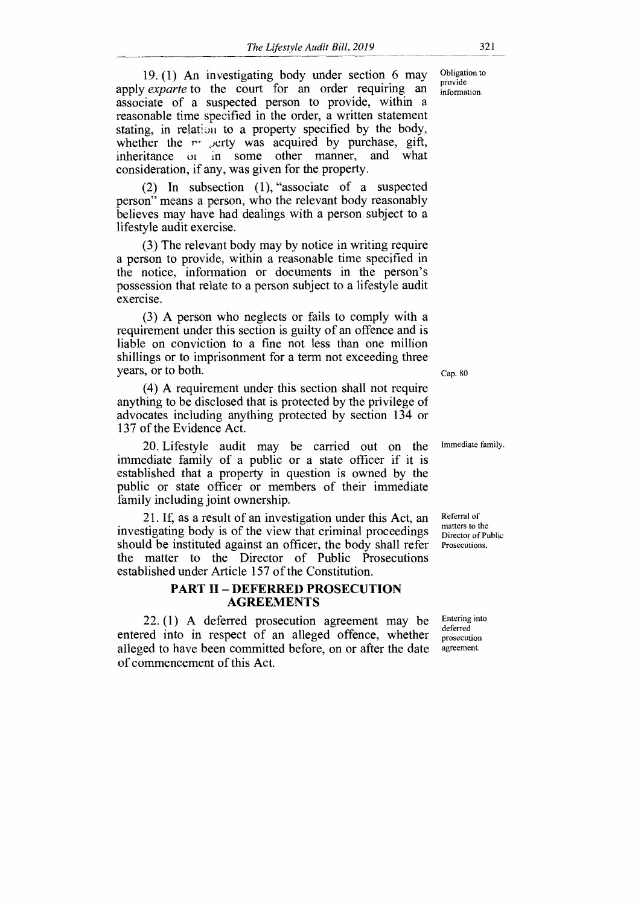19. (1) An investigating body under section 6 may apply *exparte* to the court for an order requiring an associate of a suspected person to provide, within a reasonable time specified in the order, a written statement stating, in relation to a property specified by the body, whether the property was acquired by purchase, gift, inheritance or in some other manner, and what consideration, if any, was given for the property.

Obligation to provide information.

(2) In subsection (1), "associate of a suspected person" means a person, who the relevant body reasonably believes may have had dealings with a person subject to a lifestyle audit exercise.

(3) The relevant body may by notice in writing require a person to provide, within a reasonable time specified in the notice, information or documents in the person's possession that relate to a person subject to a lifestyle audit exercise.

(3) A person who neglects or fails to comply with a requirement under this section is guilty of an offence and is liable on conviction to a fine not less than one million shillings or to imprisonment for a term not exceeding three years, or to both.

Cap. 80

(4) A requirement under this section shall not require anything to be disclosed that is protected by the privilege of advocates including anything protected by section 134 or 137 of the Evidence Act.

Immediate family.

20. Lifestyle audit may be carried out on the immediate family of a public or a state officer if it is established that a property in question is owned by the public or state officer or members of their immediate family including joint ownership.

Referral of matters to the Director of Public Prosecutions.

21. If, as a result of an investigation under this Act, an investigating body is of the view that criminal proceedings should be instituted against an officer, the body shall refer the matter to the Director of Public Prosecutions established under Article 157 of the Constitution.

## PART II – DEFERRED PROSECUTION AGREEMENTS

Entering into deferred prosecution agreement.

22. (1) A deferred prosecution agreement may be entered into in respect of an alleged offence, whether alleged to have been committed before, on or after the date of commencement of this Act.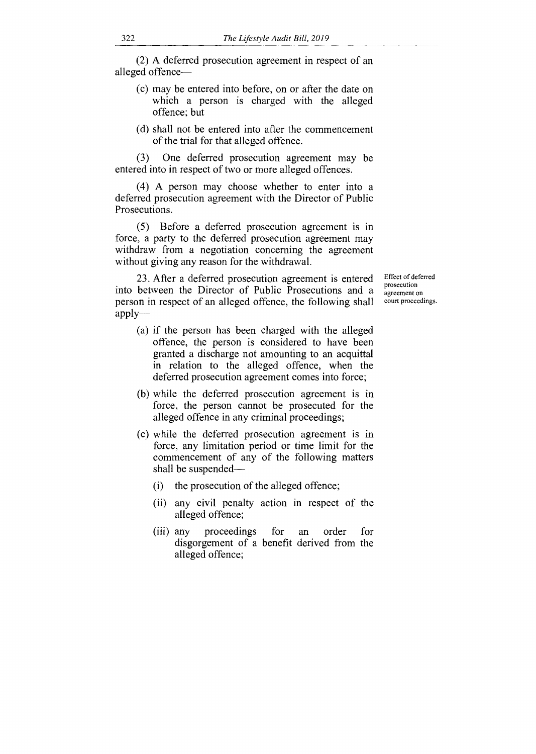(2) A deferred prosecution agreement in respect of an alleged offence—

(c) may be entered into before, on or after the date on which a person is charged with the alleged offence; but

(d) shall not be entered into after the commencement of the trial for that alleged offence.

(3) One deferred prosecution agreement may be entered into in respect of two or more alleged offences.

(4) A person may choose whether to enter into a deferred prosecution agreement with the Director of Public Prosecutions.

(5) Before a deferred prosecution agreement is in force, a party to the deferred prosecution agreement may withdraw from a negotiation concerning the agreement without giving any reason for the withdrawal.

Effect of deferred prosecution agreement on court proceedings.

23. After a deferred prosecution agreement is entered into between the Director of Public Prosecutions and a person in respect of an alleged offence, the following shall apply—

(a) if the person has been charged with the alleged offence, the person is considered to have been granted a discharge not amounting to an acquittal in relation to the alleged offence, when the deferred prosecution agreement comes into force;

(b) while the deferred prosecution agreement is in force, the person cannot be prosecuted for the alleged offence in any criminal proceedings;

(c) while the deferred prosecution agreement is in force, any limitation period or time limit for the commencement of any of the following matters shall be suspended—

(i) the prosecution of the alleged offence;

(ii) any civil penalty action in respect of the alleged offence;

(iii) any proceedings for an order for disgorgement of a benefit derived from the alleged offence;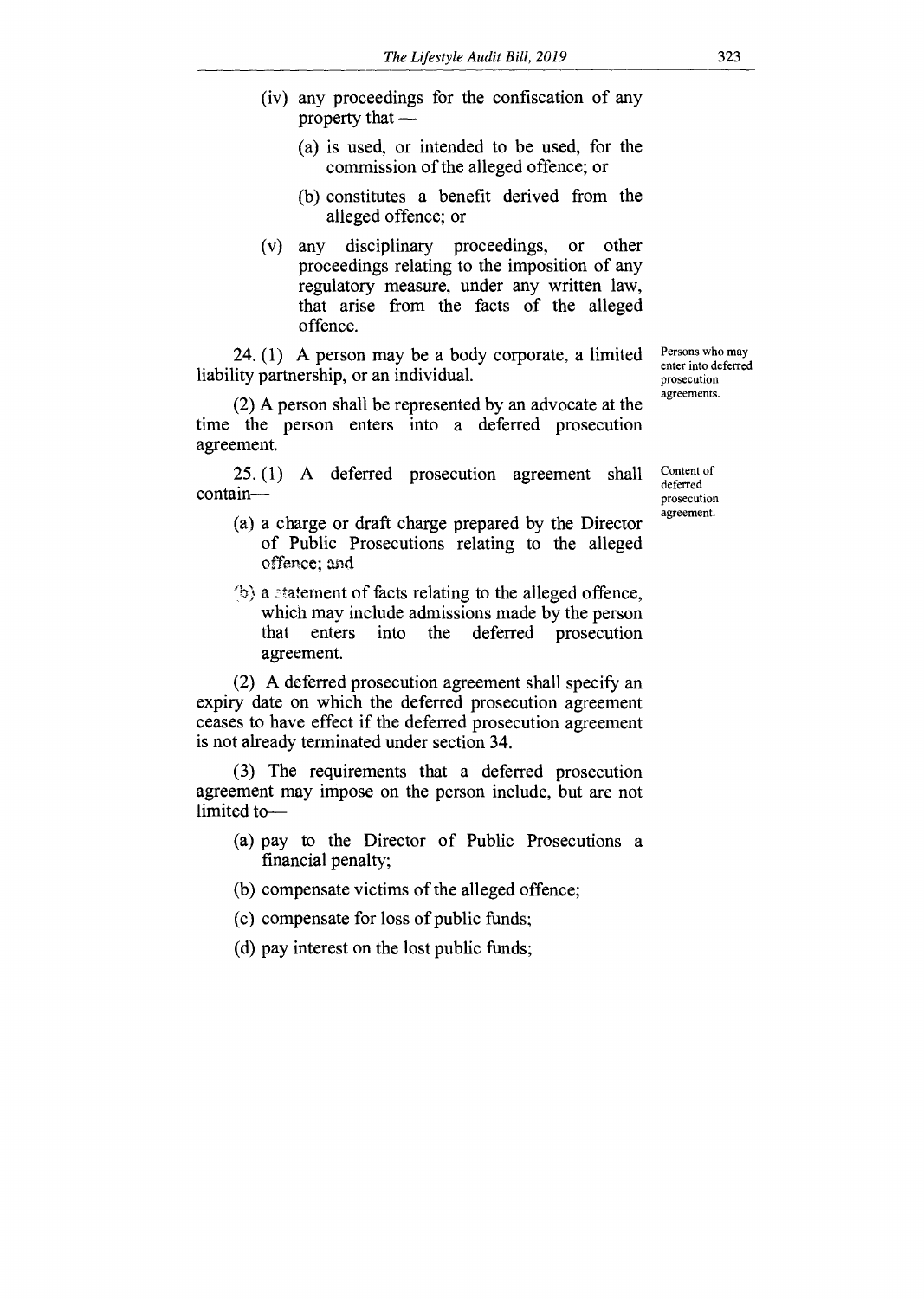(iv) any proceedings for the confiscation of any property that —

   (a) is used, or intended to be used, for the commission of the alleged offence; or

   (b) constitutes a benefit derived from the alleged offence; or

(v) any disciplinary proceedings, or other proceedings relating to the imposition of any regulatory measure, under any written law, that arise from the facts of the alleged offence.

**Persons who may enter into deferred prosecution agreements.**

24. (1) A person may be a body corporate, a limited liability partnership, or an individual.

(2) A person shall be represented by an advocate at the time the person enters into a deferred prosecution agreement.

**Content of deferred prosecution agreement.**

25. (1) A deferred prosecution agreement shall contain—

(a) a charge or draft charge prepared by the Director of Public Prosecutions relating to the alleged offence; and

(b) a statement of facts relating to the alleged offence, which may include admissions made by the person that enters into the deferred prosecution agreement.

(2) A deferred prosecution agreement shall specify an expiry date on which the deferred prosecution agreement ceases to have effect if the deferred prosecution agreement is not already terminated under section 34.

(3) The requirements that a deferred prosecution agreement may impose on the person include, but are not limited to—

(a) pay to the Director of Public Prosecutions a financial penalty;

(b) compensate victims of the alleged offence;

(c) compensate for loss of public funds;

(d) pay interest on the lost public funds;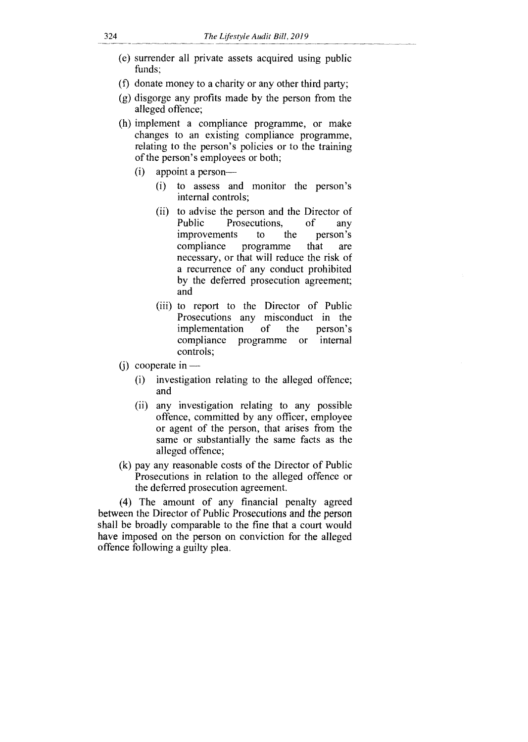(e) surrender all private assets acquired using public funds;

(f) donate money to a charity or any other third party;

(g) disgorge any profits made by the person from the alleged offence;

(h) implement a compliance programme, or make changes to an existing compliance programme, relating to the person's policies or to the training of the person's employees or both;

(i) appoint a person—

  (i) to assess and monitor the person's internal controls;

  (ii) to advise the person and the Director of Public Prosecutions, of any improvements to the person's compliance programme that are necessary, or that will reduce the risk of a recurrence of any conduct prohibited by the deferred prosecution agreement; and

  (iii) to report to the Director of Public Prosecutions any misconduct in the implementation of the person's compliance programme or internal controls;

(j) cooperate in —

  (i) investigation relating to the alleged offence; and

  (ii) any investigation relating to any possible offence, committed by any officer, employee or agent of the person, that arises from the same or substantially the same facts as the alleged offence;

(k) pay any reasonable costs of the Director of Public Prosecutions in relation to the alleged offence or the deferred prosecution agreement.

(4) The amount of any financial penalty agreed between the Director of Public Prosecutions and the person shall be broadly comparable to the fine that a court would have imposed on the person on conviction for the alleged offence following a guilty plea.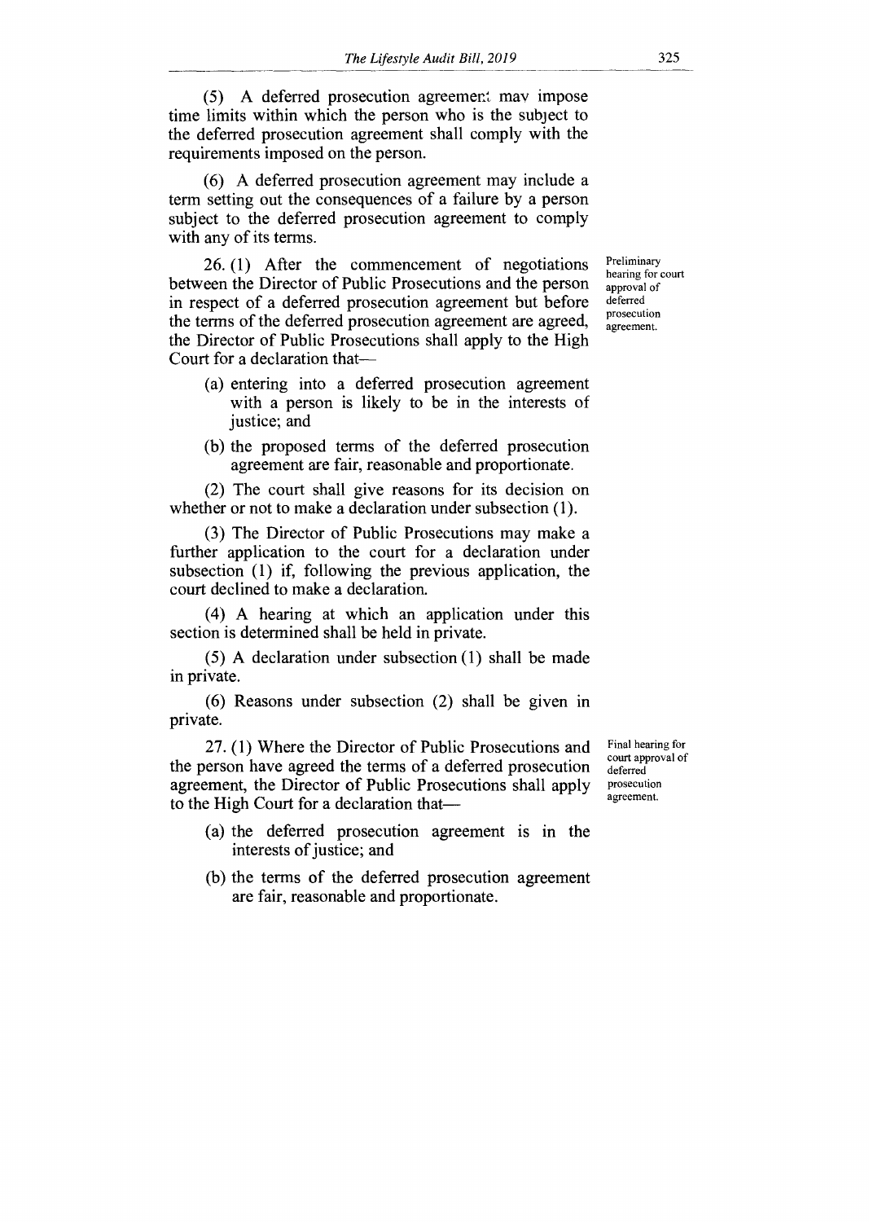(5) A deferred prosecution agreement may impose time limits within which the person who is the subject to the deferred prosecution agreement shall comply with the requirements imposed on the person.

(6) A deferred prosecution agreement may include a term setting out the consequences of a failure by a person subject to the deferred prosecution agreement to comply with any of its terms.

*Preliminary hearing for court approval of deferred prosecution agreement.*

26. (1) After the commencement of negotiations between the Director of Public Prosecutions and the person in respect of a deferred prosecution agreement but before the terms of the deferred prosecution agreement are agreed, the Director of Public Prosecutions shall apply to the High Court for a declaration that—

(a) entering into a deferred prosecution agreement with a person is likely to be in the interests of justice; and

(b) the proposed terms of the deferred prosecution agreement are fair, reasonable and proportionate.

(2) The court shall give reasons for its decision on whether or not to make a declaration under subsection (1).

(3) The Director of Public Prosecutions may make a further application to the court for a declaration under subsection (1) if, following the previous application, the court declined to make a declaration.

(4) A hearing at which an application under this section is determined shall be held in private.

(5) A declaration under subsection (1) shall be made in private.

(6) Reasons under subsection (2) shall be given in private.

*Final hearing for court approval of deferred prosecution agreement.*

27. (1) Where the Director of Public Prosecutions and the person have agreed the terms of a deferred prosecution agreement, the Director of Public Prosecutions shall apply to the High Court for a declaration that—

(a) the deferred prosecution agreement is in the interests of justice; and

(b) the terms of the deferred prosecution agreement are fair, reasonable and proportionate.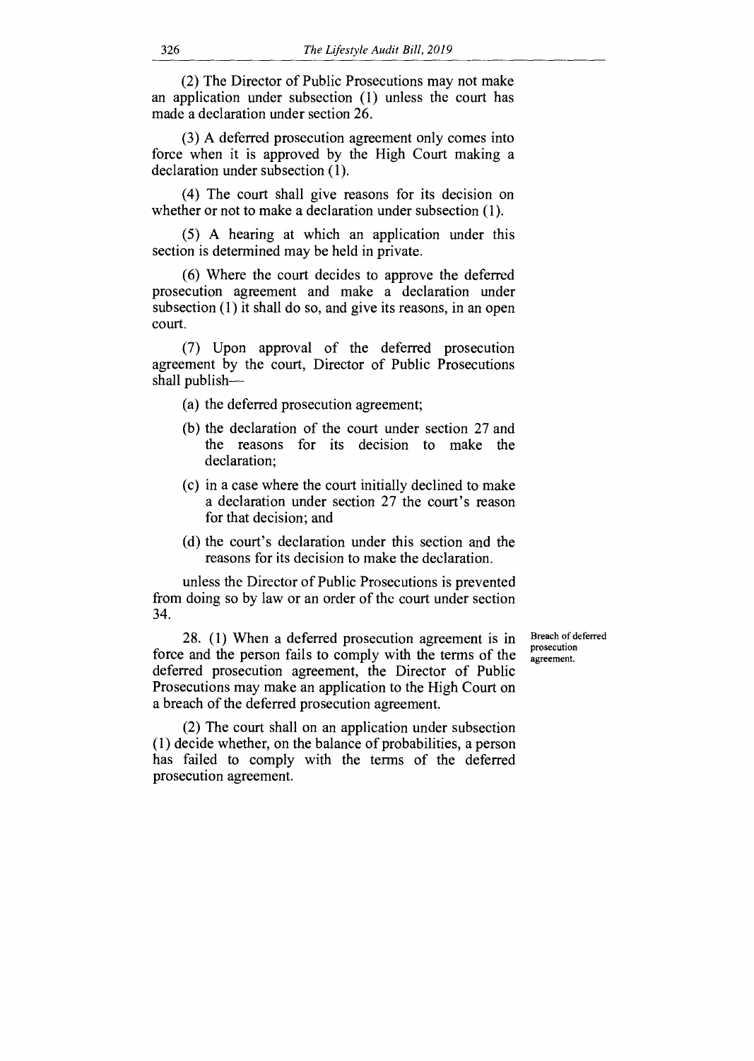(2) The Director of Public Prosecutions may not make an application under subsection (1) unless the court has made a declaration under section 26.

(3) A deferred prosecution agreement only comes into force when it is approved by the High Court making a declaration under subsection (1).

(4) The court shall give reasons for its decision on whether or not to make a declaration under subsection (1).

(5) A hearing at which an application under this section is determined may be held in private.

(6) Where the court decides to approve the deferred prosecution agreement and make a declaration under subsection (1) it shall do so, and give its reasons, in an open court.

(7) Upon approval of the deferred prosecution agreement by the court, Director of Public Prosecutions shall publish—

(a) the deferred prosecution agreement;

(b) the declaration of the court under section 27 and the reasons for its decision to make the declaration;

(c) in a case where the court initially declined to make a declaration under section 27 the court's reason for that decision; and

(d) the court's declaration under this section and the reasons for its decision to make the declaration.

unless the Director of Public Prosecutions is prevented from doing so by law or an order of the court under section 34.

**Breach of deferred prosecution agreement.**

28. (1) When a deferred prosecution agreement is in force and the person fails to comply with the terms of the deferred prosecution agreement, the Director of Public Prosecutions may make an application to the High Court on a breach of the deferred prosecution agreement.

(2) The court shall on an application under subsection (1) decide whether, on the balance of probabilities, a person has failed to comply with the terms of the deferred prosecution agreement.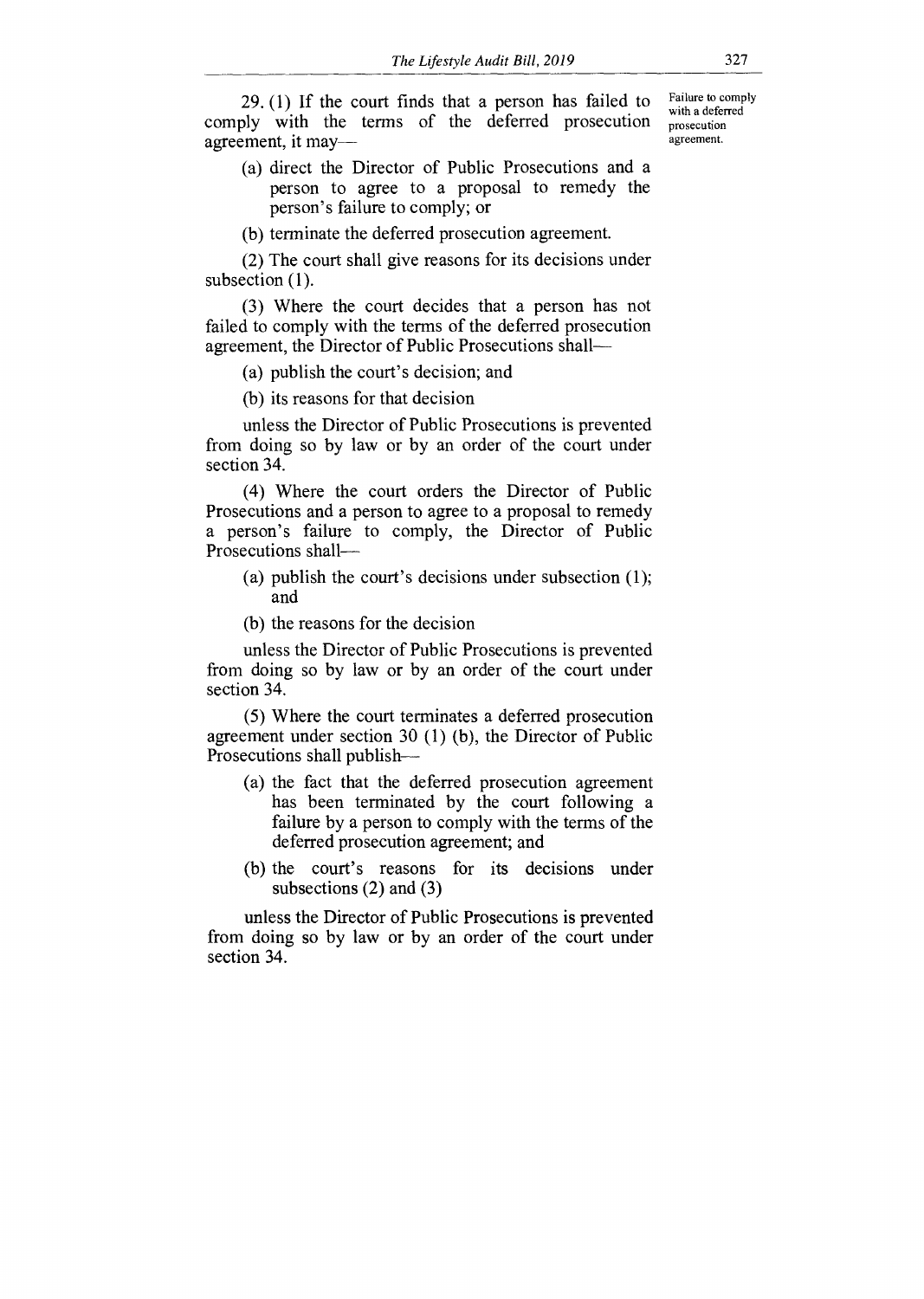Failure to comply with a deferred prosecution agreement.

29. (1) If the court finds that a person has failed to comply with the terms of the deferred prosecution agreement, it may—

(a) direct the Director of Public Prosecutions and a person to agree to a proposal to remedy the person's failure to comply; or

(b) terminate the deferred prosecution agreement.

(2) The court shall give reasons for its decisions under subsection (1).

(3) Where the court decides that a person has not failed to comply with the terms of the deferred prosecution agreement, the Director of Public Prosecutions shall—

(a) publish the court's decision; and

(b) its reasons for that decision

unless the Director of Public Prosecutions is prevented from doing so by law or by an order of the court under section 34.

(4) Where the court orders the Director of Public Prosecutions and a person to agree to a proposal to remedy a person's failure to comply, the Director of Public Prosecutions shall—

(a) publish the court's decisions under subsection (1); and

(b) the reasons for the decision

unless the Director of Public Prosecutions is prevented from doing so by law or by an order of the court under section 34.

(5) Where the court terminates a deferred prosecution agreement under section 30 (1) (b), the Director of Public Prosecutions shall publish—

(a) the fact that the deferred prosecution agreement has been terminated by the court following a failure by a person to comply with the terms of the deferred prosecution agreement; and

(b) the court's reasons for its decisions under subsections (2) and (3)

unless the Director of Public Prosecutions is prevented from doing so by law or by an order of the court under section 34.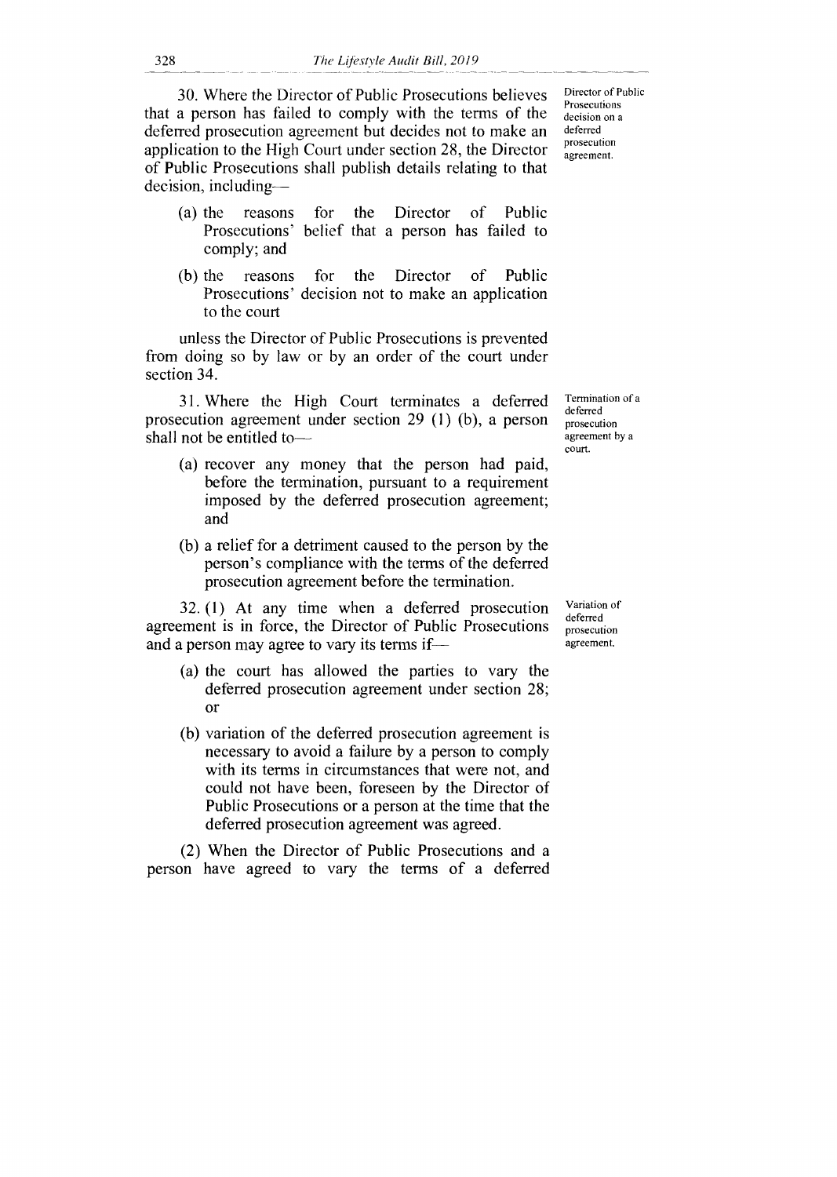**Director of Public Prosecutions decision on a deferred prosecution agreement.**

30. Where the Director of Public Prosecutions believes that a person has failed to comply with the terms of the deferred prosecution agreement but decides not to make an application to the High Court under section 28, the Director of Public Prosecutions shall publish details relating to that decision, including—

(a) the reasons for the Director of Public Prosecutions' belief that a person has failed to comply; and

(b) the reasons for the Director of Public Prosecutions' decision not to make an application to the court

unless the Director of Public Prosecutions is prevented from doing so by law or by an order of the court under section 34.

**Termination of a deferred prosecution agreement by a court.**

31. Where the High Court terminates a deferred prosecution agreement under section 29 (1) (b), a person shall not be entitled to—

(a) recover any money that the person had paid, before the termination, pursuant to a requirement imposed by the deferred prosecution agreement; and

(b) a relief for a detriment caused to the person by the person's compliance with the terms of the deferred prosecution agreement before the termination.

**Variation of deferred prosecution agreement.**

32. (1) At any time when a deferred prosecution agreement is in force, the Director of Public Prosecutions and a person may agree to vary its terms if—

(a) the court has allowed the parties to vary the deferred prosecution agreement under section 28; or

(b) variation of the deferred prosecution agreement is necessary to avoid a failure by a person to comply with its terms in circumstances that were not, and could not have been, foreseen by the Director of Public Prosecutions or a person at the time that the deferred prosecution agreement was agreed.

(2) When the Director of Public Prosecutions and a person have agreed to vary the terms of a deferred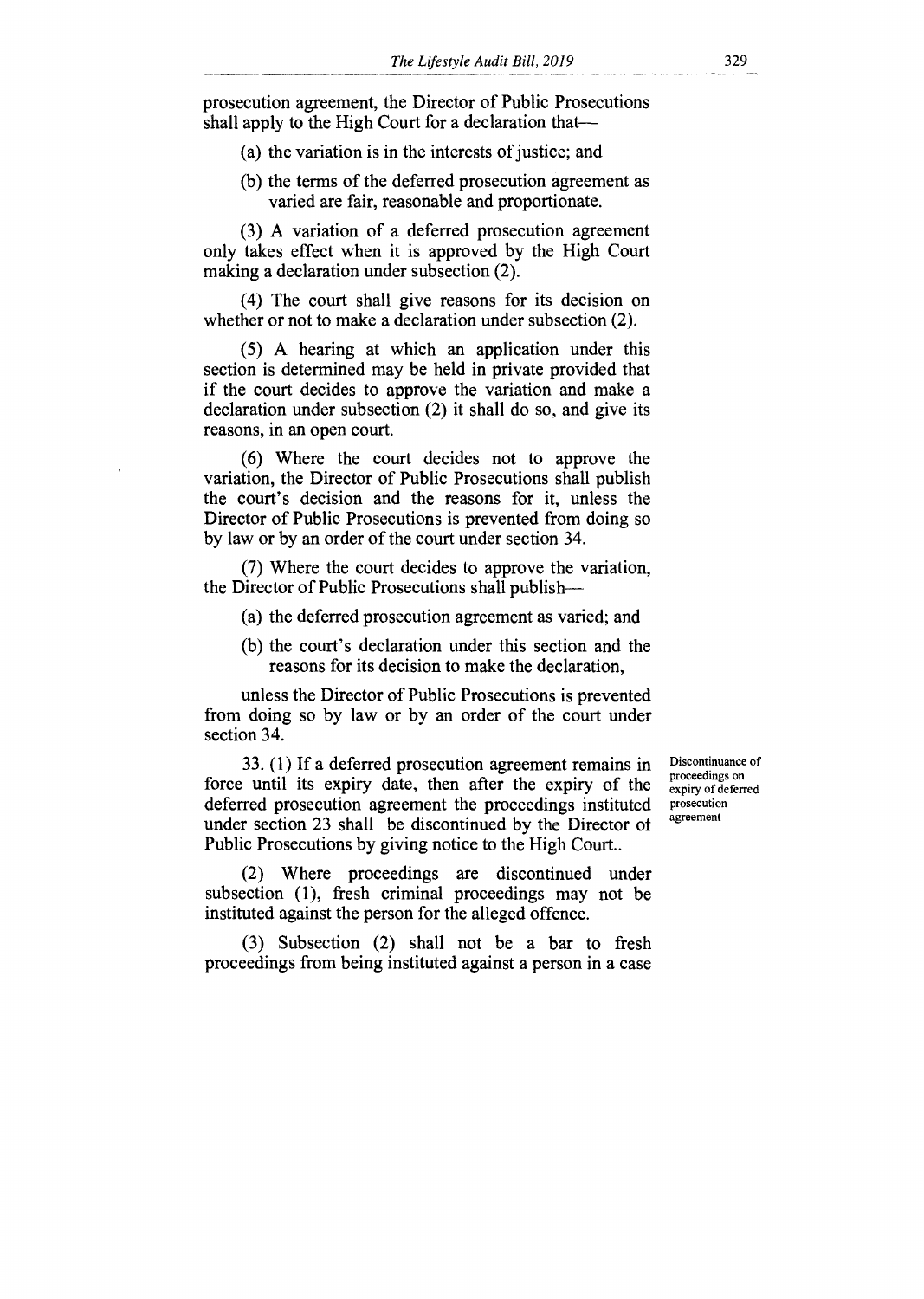prosecution agreement, the Director of Public Prosecutions shall apply to the High Court for a declaration that—

(a) the variation is in the interests of justice; and

(b) the terms of the deferred prosecution agreement as varied are fair, reasonable and proportionate.

(3) A variation of a deferred prosecution agreement only takes effect when it is approved by the High Court making a declaration under subsection (2).

(4) The court shall give reasons for its decision on whether or not to make a declaration under subsection (2).

(5) A hearing at which an application under this section is determined may be held in private provided that if the court decides to approve the variation and make a declaration under subsection (2) it shall do so, and give its reasons, in an open court.

(6) Where the court decides not to approve the variation, the Director of Public Prosecutions shall publish the court's decision and the reasons for it, unless the Director of Public Prosecutions is prevented from doing so by law or by an order of the court under section 34.

(7) Where the court decides to approve the variation, the Director of Public Prosecutions shall publish—

(a) the deferred prosecution agreement as varied; and

(b) the court's declaration under this section and the reasons for its decision to make the declaration,

unless the Director of Public Prosecutions is prevented from doing so by law or by an order of the court under section 34.

**Discontinuance of proceedings on expiry of deferred prosecution agreement**

33. (1) If a deferred prosecution agreement remains in force until its expiry date, then after the expiry of the deferred prosecution agreement the proceedings instituted under section 23 shall be discontinued by the Director of Public Prosecutions by giving notice to the High Court..

(2) Where proceedings are discontinued under subsection (1), fresh criminal proceedings may not be instituted against the person for the alleged offence.

(3) Subsection (2) shall not be a bar to fresh proceedings from being instituted against a person in a case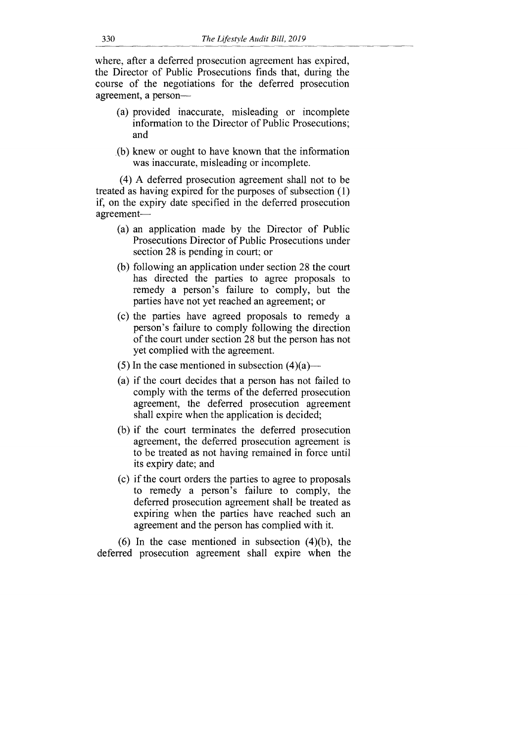where, after a deferred prosecution agreement has expired, the Director of Public Prosecutions finds that, during the course of the negotiations for the deferred prosecution agreement, a person—

(a) provided inaccurate, misleading or incomplete information to the Director of Public Prosecutions; and

(b) knew or ought to have known that the information was inaccurate, misleading or incomplete.

(4) A deferred prosecution agreement shall not to be treated as having expired for the purposes of subsection (1) if, on the expiry date specified in the deferred prosecution agreement—

(a) an application made by the Director of Public Prosecutions Director of Public Prosecutions under section 28 is pending in court; or

(b) following an application under section 28 the court has directed the parties to agree proposals to remedy a person's failure to comply, but the parties have not yet reached an agreement; or

(c) the parties have agreed proposals to remedy a person's failure to comply following the direction of the court under section 28 but the person has not yet complied with the agreement.

(5) In the case mentioned in subsection (4)(a)—

(a) if the court decides that a person has not failed to comply with the terms of the deferred prosecution agreement, the deferred prosecution agreement shall expire when the application is decided;

(b) if the court terminates the deferred prosecution agreement, the deferred prosecution agreement is to be treated as not having remained in force until its expiry date; and

(c) if the court orders the parties to agree to proposals to remedy a person's failure to comply, the deferred prosecution agreement shall be treated as expiring when the parties have reached such an agreement and the person has complied with it.

(6) In the case mentioned in subsection (4)(b), the deferred prosecution agreement shall expire when the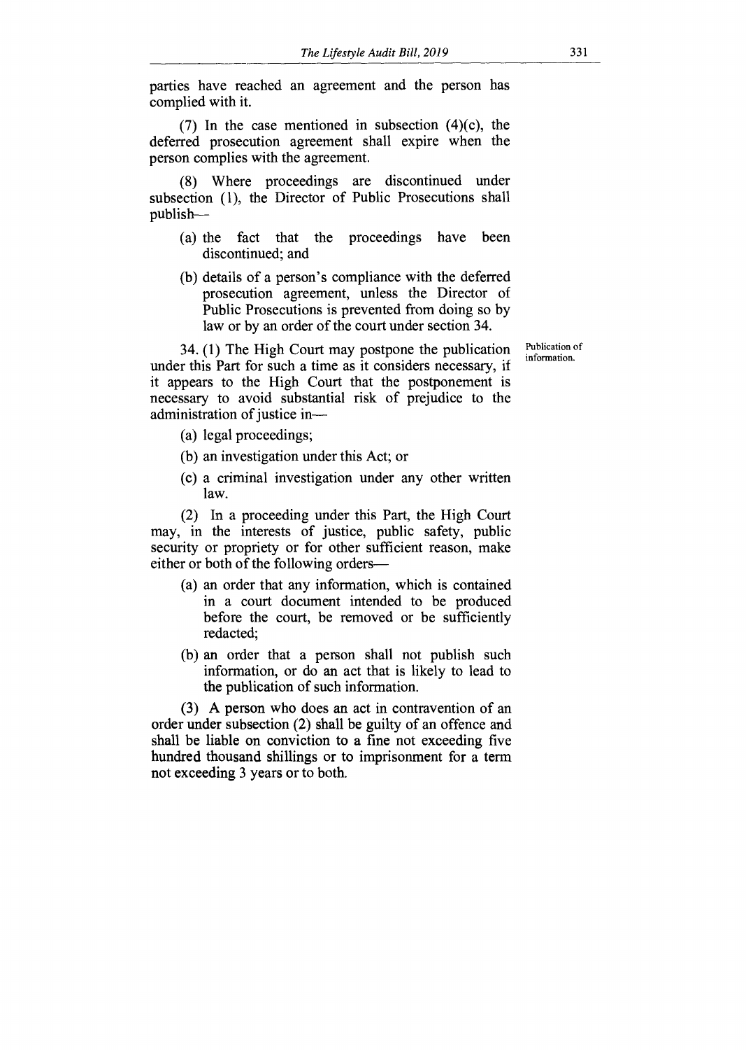parties have reached an agreement and the person has complied with it.

(7) In the case mentioned in subsection (4)(c), the deferred prosecution agreement shall expire when the person complies with the agreement.

(8) Where proceedings are discontinued under subsection (1), the Director of Public Prosecutions shall publish—

(a) the fact that the proceedings have been discontinued; and

(b) details of a person's compliance with the deferred prosecution agreement, unless the Director of Public Prosecutions is prevented from doing so by law or by an order of the court under section 34.

Publication of information.

34. (1) The High Court may postpone the publication under this Part for such a time as it considers necessary, if it appears to the High Court that the postponement is necessary to avoid substantial risk of prejudice to the administration of justice in—

(a) legal proceedings;

(b) an investigation under this Act; or

(c) a criminal investigation under any other written law.

(2) In a proceeding under this Part, the High Court may, in the interests of justice, public safety, public security or propriety or for other sufficient reason, make either or both of the following orders—

(a) an order that any information, which is contained in a court document intended to be produced before the court, be removed or be sufficiently redacted;

(b) an order that a person shall not publish such information, or do an act that is likely to lead to the publication of such information.

(3) A person who does an act in contravention of an order under subsection (2) shall be guilty of an offence and shall be liable on conviction to a fine not exceeding five hundred thousand shillings or to imprisonment for a term not exceeding 3 years or to both.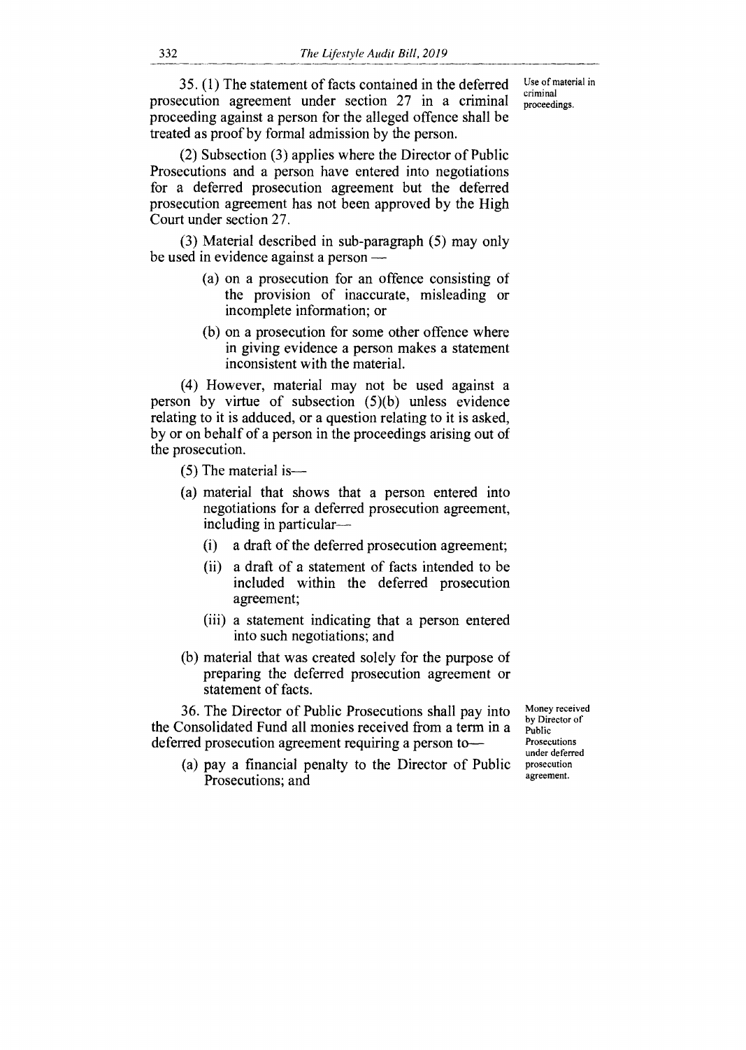**Use of material in criminal proceedings.**

35. (1) The statement of facts contained in the deferred prosecution agreement under section 27 in a criminal proceeding against a person for the alleged offence shall be treated as proof by formal admission by the person.

(2) Subsection (3) applies where the Director of Public Prosecutions and a person have entered into negotiations for a deferred prosecution agreement but the deferred prosecution agreement has not been approved by the High Court under section 27.

(3) Material described in sub-paragraph (5) may only be used in evidence against a person —

- (a) on a prosecution for an offence consisting of the provision of inaccurate, misleading or incomplete information; or
- (b) on a prosecution for some other offence where in giving evidence a person makes a statement inconsistent with the material.

(4) However, material may not be used against a person by virtue of subsection (5)(b) unless evidence relating to it is adduced, or a question relating to it is asked, by or on behalf of a person in the proceedings arising out of the prosecution.

(5) The material is—

- (a) material that shows that a person entered into negotiations for a deferred prosecution agreement, including in particular—
  - (i) a draft of the deferred prosecution agreement;
  - (ii) a draft of a statement of facts intended to be included within the deferred prosecution agreement;
  - (iii) a statement indicating that a person entered into such negotiations; and
- (b) material that was created solely for the purpose of preparing the deferred prosecution agreement or statement of facts.

**Money received by Director of Public Prosecutions under deferred prosecution agreement.**

36. The Director of Public Prosecutions shall pay into the Consolidated Fund all monies received from a term in a deferred prosecution agreement requiring a person to—

- (a) pay a financial penalty to the Director of Public Prosecutions; and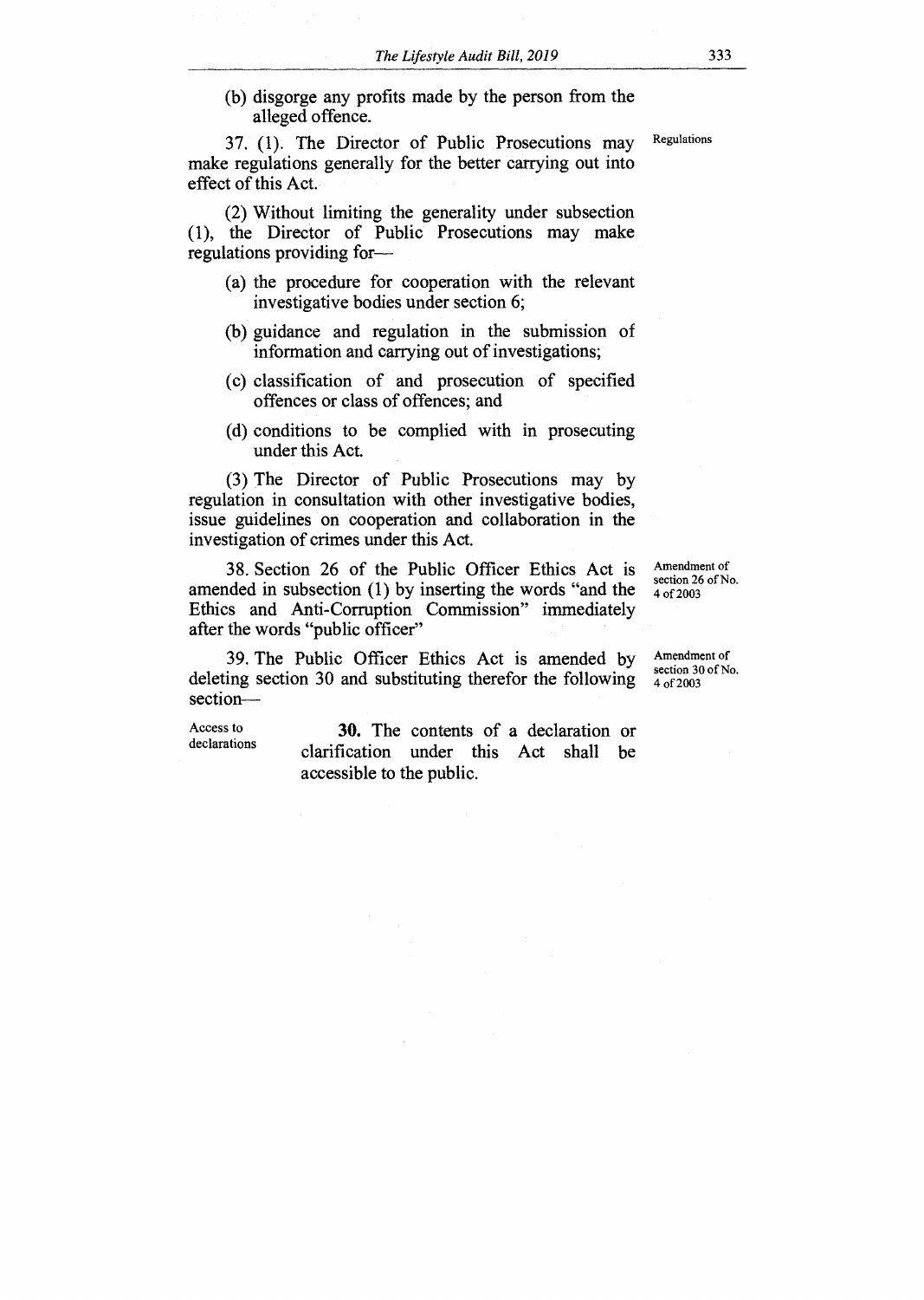(b) disgorge any profits made by the person from the alleged offence.

37. (1). The Director of Public Prosecutions may make regulations generally for the better carrying out into effect of this Act. — Regulations

(2) Without limiting the generality under subsection (1), the Director of Public Prosecutions may make regulations providing for—

(a) the procedure for cooperation with the relevant investigative bodies under section 6;

(b) guidance and regulation in the submission of information and carrying out of investigations;

(c) classification of and prosecution of specified offences or class of offences; and

(d) conditions to be complied with in prosecuting under this Act.

(3) The Director of Public Prosecutions may by regulation in consultation with other investigative bodies, issue guidelines on cooperation and collaboration in the investigation of crimes under this Act.

38. Section 26 of the Public Officer Ethics Act is amended in subsection (1) by inserting the words "and the Ethics and Anti-Corruption Commission" immediately after the words "public officer" — Amendment of section 26 of No. 4 of 2003

39. The Public Officer Ethics Act is amended by deleting section 30 and substituting therefor the following section— — Amendment of section 30 of No. 4 of 2003

Access to declarations — **30.** The contents of a declaration or clarification under this Act shall be accessible to the public.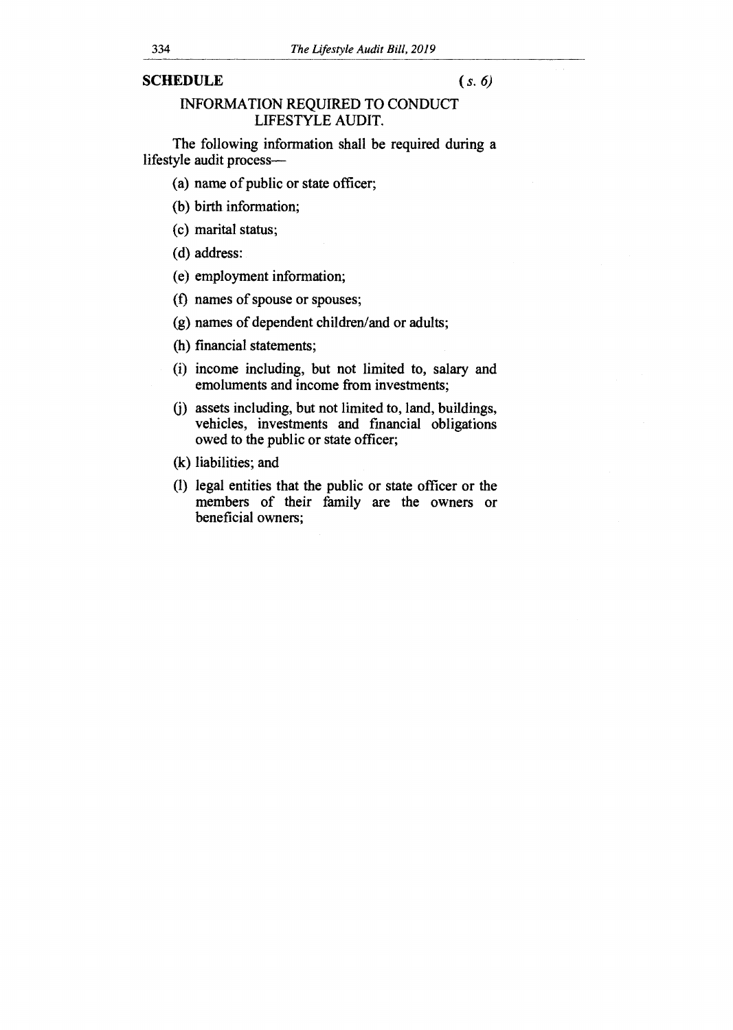## SCHEDULE *(s. 6)*

### INFORMATION REQUIRED TO CONDUCT LIFESTYLE AUDIT.

The following information shall be required during a lifestyle audit process—

(a) name of public or state officer;

(b) birth information;

(c) marital status;

(d) address:

(e) employment information;

(f) names of spouse or spouses;

(g) names of dependent children/and or adults;

(h) financial statements;

(i) income including, but not limited to, salary and emoluments and income from investments;

(j) assets including, but not limited to, land, buildings, vehicles, investments and financial obligations owed to the public or state officer;

(k) liabilities; and

(l) legal entities that the public or state officer or the members of their family are the owners or beneficial owners;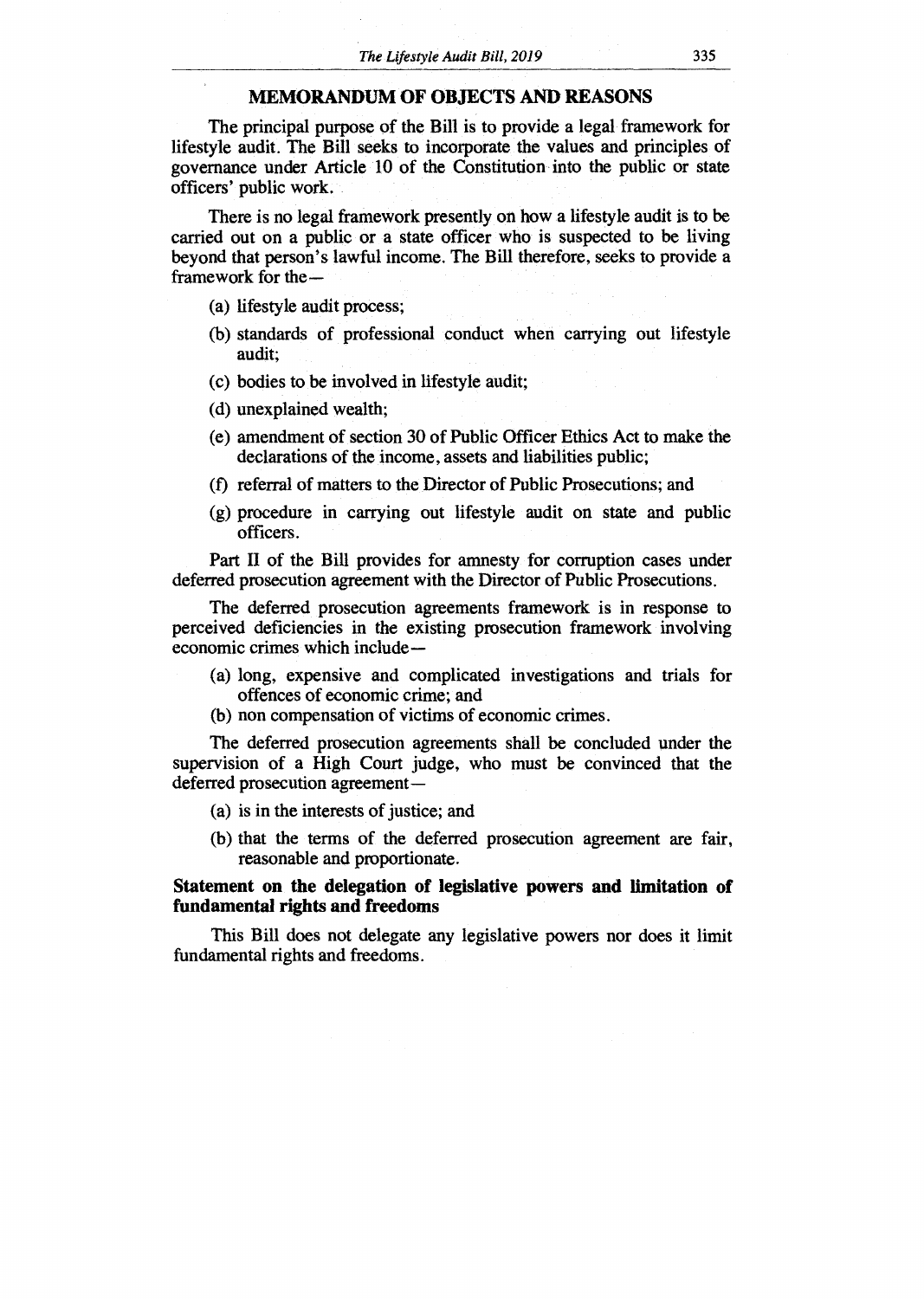## MEMORANDUM OF OBJECTS AND REASONS

The principal purpose of the Bill is to provide a legal framework for lifestyle audit. The Bill seeks to incorporate the values and principles of governance under Article 10 of the Constitution into the public or state officers' public work.

There is no legal framework presently on how a lifestyle audit is to be carried out on a public or a state officer who is suspected to be living beyond that person's lawful income. The Bill therefore, seeks to provide a framework for the—

(a) lifestyle audit process;

(b) standards of professional conduct when carrying out lifestyle audit;

(c) bodies to be involved in lifestyle audit;

(d) unexplained wealth;

(e) amendment of section 30 of Public Officer Ethics Act to make the declarations of the income, assets and liabilities public;

(f) referral of matters to the Director of Public Prosecutions; and

(g) procedure in carrying out lifestyle audit on state and public officers.

Part II of the Bill provides for amnesty for corruption cases under deferred prosecution agreement with the Director of Public Prosecutions.

The deferred prosecution agreements framework is in response to perceived deficiencies in the existing prosecution framework involving economic crimes which include—

(a) long, expensive and complicated investigations and trials for offences of economic crime; and

(b) non compensation of victims of economic crimes.

The deferred prosecution agreements shall be concluded under the supervision of a High Court judge, who must be convinced that the deferred prosecution agreement—

(a) is in the interests of justice; and

(b) that the terms of the deferred prosecution agreement are fair, reasonable and proportionate.

### Statement on the delegation of legislative powers and limitation of fundamental rights and freedoms

This Bill does not delegate any legislative powers nor does it limit fundamental rights and freedoms.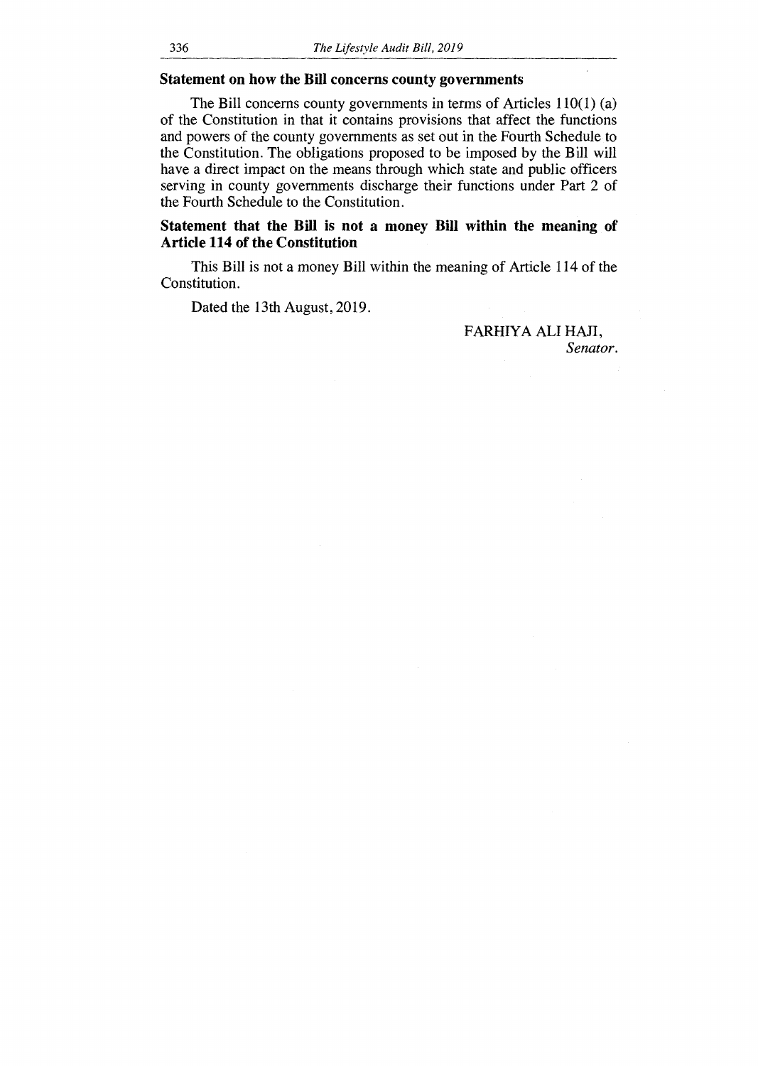### Statement on how the Bill concerns county governments

The Bill concerns county governments in terms of Articles 110(1) (a) of the Constitution in that it contains provisions that affect the functions and powers of the county governments as set out in the Fourth Schedule to the Constitution. The obligations proposed to be imposed by the Bill will have a direct impact on the means through which state and public officers serving in county governments discharge their functions under Part 2 of the Fourth Schedule to the Constitution.

### Statement that the Bill is not a money Bill within the meaning of Article 114 of the Constitution

This Bill is not a money Bill within the meaning of Article 114 of the Constitution.

Dated the 13th August, 2019.

FARHIYA ALI HAJI,
*Senator.*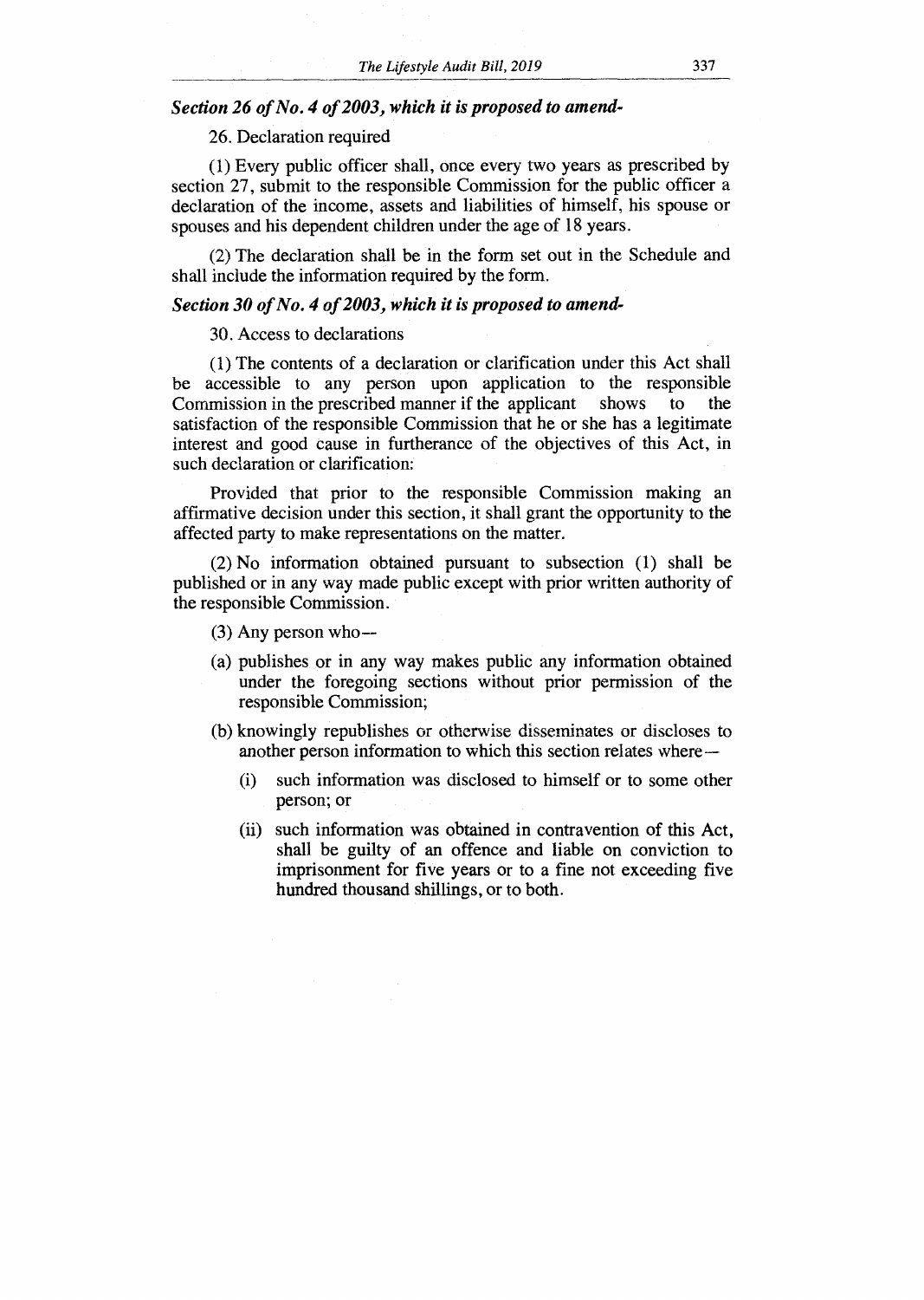***Section 26 of No. 4 of 2003, which it is proposed to amend-***

26. Declaration required

(1) Every public officer shall, once every two years as prescribed by section 27, submit to the responsible Commission for the public officer a declaration of the income, assets and liabilities of himself, his spouse or spouses and his dependent children under the age of 18 years.

(2) The declaration shall be in the form set out in the Schedule and shall include the information required by the form.

***Section 30 of No. 4 of 2003, which it is proposed to amend-***

30. Access to declarations

(1) The contents of a declaration or clarification under this Act shall be accessible to any person upon application to the responsible Commission in the prescribed manner if the applicant shows to the satisfaction of the responsible Commission that he or she has a legitimate interest and good cause in furtherance of the objectives of this Act, in such declaration or clarification:

Provided that prior to the responsible Commission making an affirmative decision under this section, it shall grant the opportunity to the affected party to make representations on the matter.

(2) No information obtained pursuant to subsection (1) shall be published or in any way made public except with prior written authority of the responsible Commission.

(3) Any person who--

(a) publishes or in any way makes public any information obtained under the foregoing sections without prior permission of the responsible Commission;

(b) knowingly republishes or otherwise disseminates or discloses to another person information to which this section relates where—

(i) such information was disclosed to himself or to some other person; or

(ii) such information was obtained in contravention of this Act,

shall be guilty of an offence and liable on conviction to imprisonment for five years or to a fine not exceeding five hundred thousand shillings, or to both.